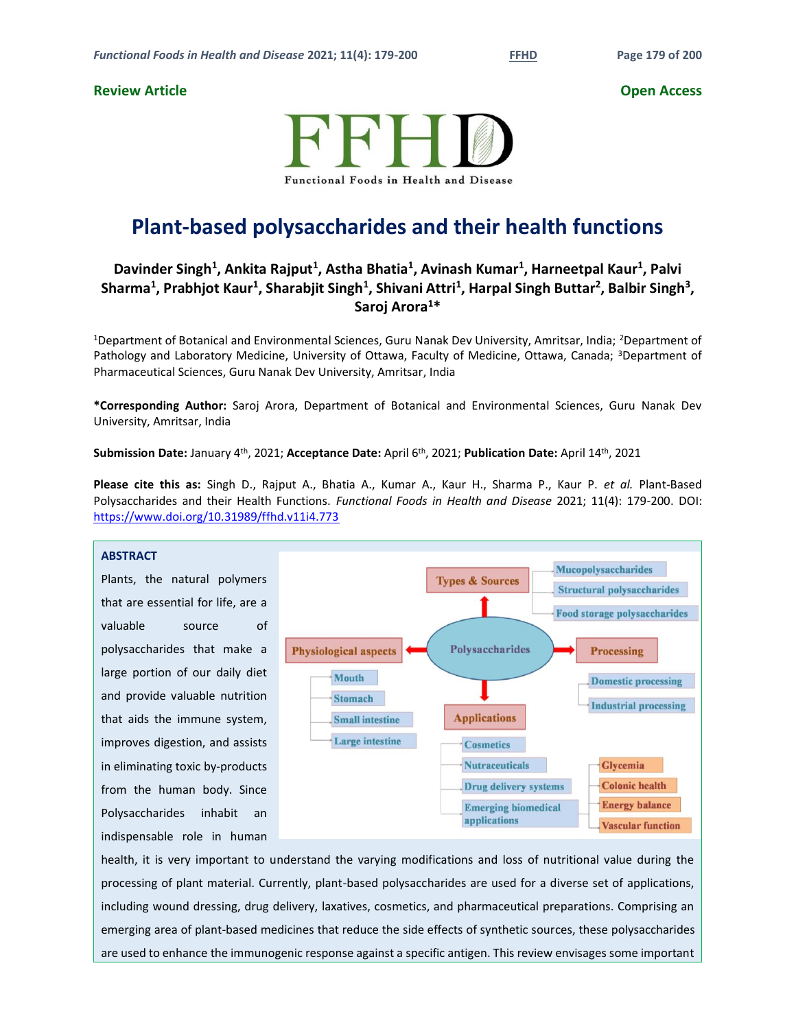**Review Article** **Open Access**

# Plant-based polysaccharides and their health functions

**Davinder Singh[1], Ankita Rajput[1], Astha Bhatia[1], Avinash Kumar[1], Harneetpal Kaur[1], Palvi Sharma[1], Prabhjot Kaur[1], Sharabjit Singh[1], Shivani Attri[1], Harpal Singh Buttar[2], Balbir Singh[3], Saroj Arora[1]***

[1]Department of Botanical and Environmental Sciences, Guru Nanak Dev University, Amritsar, India; [2]Department of Pathology and Laboratory Medicine, University of Ottawa, Faculty of Medicine, Ottawa, Canada; [3]Department of Pharmaceutical Sciences, Guru Nanak Dev University, Amritsar, India

***Corresponding Author:** Saroj Arora, Department of Botanical and Environmental Sciences, Guru Nanak Dev University, Amritsar, India

**Submission Date:** January 4th, 2021; **Acceptance Date:** April 6th, 2021; **Publication Date:** April 14th, 2021

**Please cite this as:** Singh D., Rajput A., Bhatia A., Kumar A., Kaur H., Sharma P., Kaur P. *et al.* Plant-Based Polysaccharides and their Health Functions. *Functional Foods in Health and Disease* 2021; 11(4): 179-200. DOI: https://www.doi.org/10.31989/ffhd.v11i4.773

## ABSTRACT

Plants, the natural polymers that are essential for life, are a valuable source of polysaccharides that make a large portion of our daily diet and provide valuable nutrition that aids the immune system, improves digestion, and assists in eliminating toxic by-products from the human body. Since Polysaccharides inhabit an indispensable role in human health, it is very important to understand the varying modifications and loss of nutritional value during the processing of plant material. Currently, plant-based polysaccharides are used for a diverse set of applications, including wound dressing, drug delivery, laxatives, cosmetics, and pharmaceutical preparations. Comprising an emerging area of plant-based medicines that reduce the side effects of synthetic sources, these polysaccharides are used to enhance the immunogenic response against a specific antigen. This review envisages some important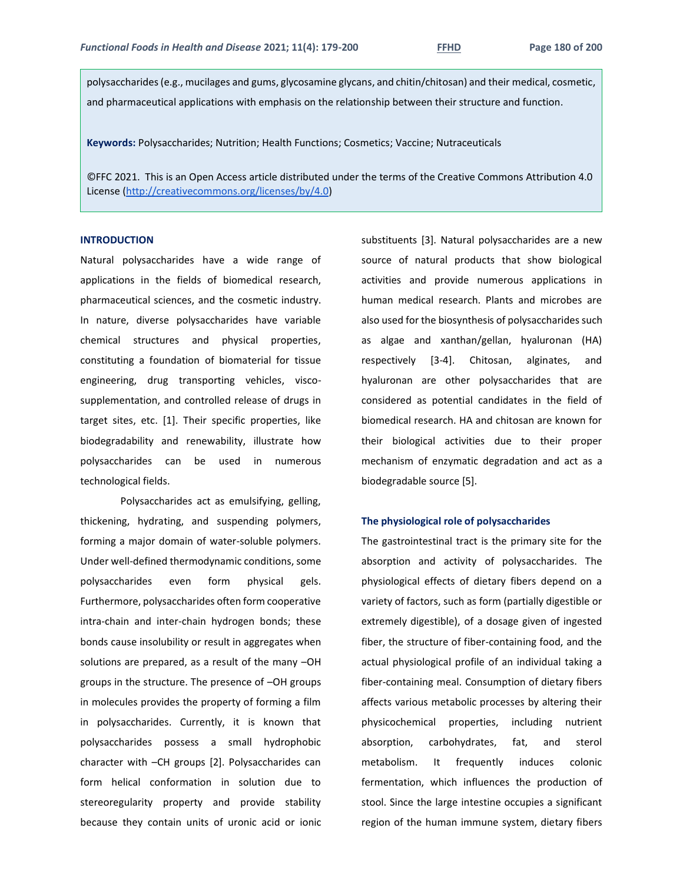polysaccharides (e.g., mucilages and gums, glycosamine glycans, and chitin/chitosan) and their medical, cosmetic, and pharmaceutical applications with emphasis on the relationship between their structure and function.

**Keywords:** Polysaccharides; Nutrition; Health Functions; Cosmetics; Vaccine; Nutraceuticals

©FFC 2021. This is an Open Access article distributed under the terms of the Creative Commons Attribution 4.0 License (http://creativecommons.org/licenses/by/4.0)

## INTRODUCTION

Natural polysaccharides have a wide range of applications in the fields of biomedical research, pharmaceutical sciences, and the cosmetic industry. In nature, diverse polysaccharides have variable chemical structures and physical properties, constituting a foundation of biomaterial for tissue engineering, drug transporting vehicles, visco-supplementation, and controlled release of drugs in target sites, etc. [1]. Their specific properties, like biodegradability and renewability, illustrate how polysaccharides can be used in numerous technological fields.

Polysaccharides act as emulsifying, gelling, thickening, hydrating, and suspending polymers, forming a major domain of water-soluble polymers. Under well-defined thermodynamic conditions, some polysaccharides even form physical gels. Furthermore, polysaccharides often form cooperative intra-chain and inter-chain hydrogen bonds; these bonds cause insolubility or result in aggregates when solutions are prepared, as a result of the many –OH groups in the structure. The presence of –OH groups in molecules provides the property of forming a film in polysaccharides. Currently, it is known that polysaccharides possess a small hydrophobic character with –CH groups [2]. Polysaccharides can form helical conformation in solution due to stereoregularity property and provide stability because they contain units of uronic acid or ionic substituents [3]. Natural polysaccharides are a new source of natural products that show biological activities and provide numerous applications in human medical research. Plants and microbes are also used for the biosynthesis of polysaccharides such as algae and xanthan/gellan, hyaluronan (HA) respectively [3-4]. Chitosan, alginates, and hyaluronan are other polysaccharides that are considered as potential candidates in the field of biomedical research. HA and chitosan are known for their biological activities due to their proper mechanism of enzymatic degradation and act as a biodegradable source [5].

### The physiological role of polysaccharides

The gastrointestinal tract is the primary site for the absorption and activity of polysaccharides. The physiological effects of dietary fibers depend on a variety of factors, such as form (partially digestible or extremely digestible), of a dosage given of ingested fiber, the structure of fiber-containing food, and the actual physiological profile of an individual taking a fiber-containing meal. Consumption of dietary fibers affects various metabolic processes by altering their physicochemical properties, including nutrient absorption, carbohydrates, fat, and sterol metabolism. It frequently induces colonic fermentation, which influences the production of stool. Since the large intestine occupies a significant region of the human immune system, dietary fibers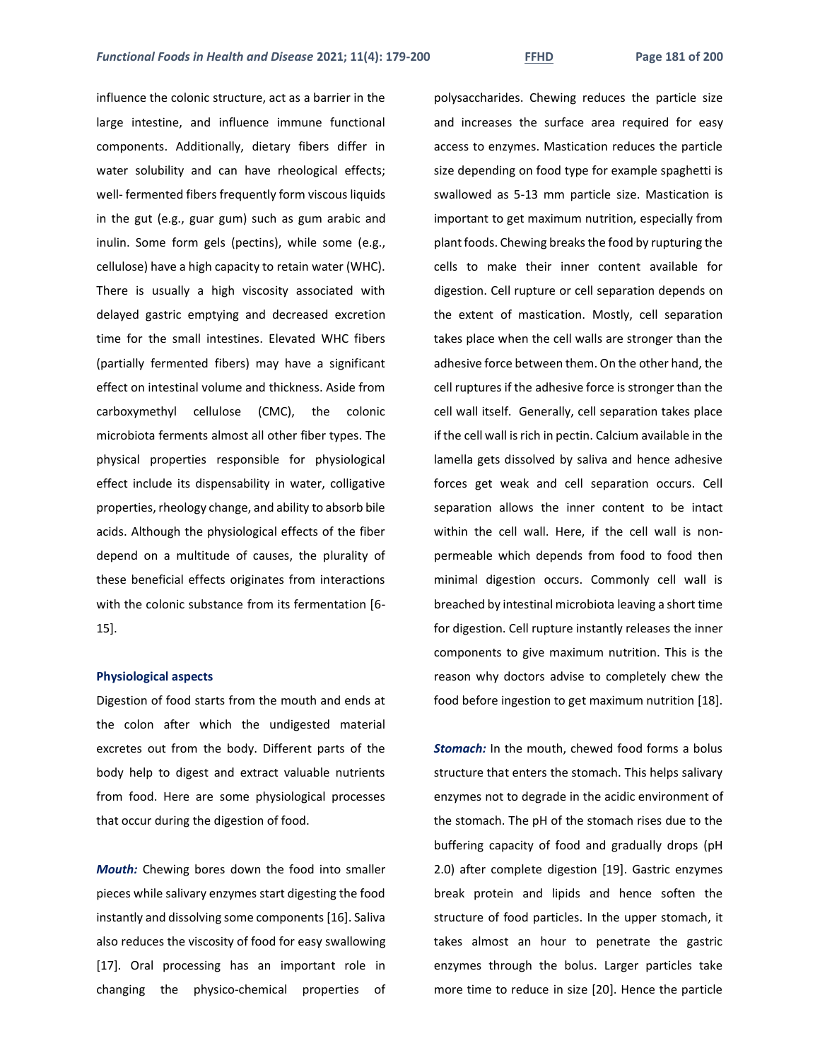influence the colonic structure, act as a barrier in the large intestine, and influence immune functional components. Additionally, dietary fibers differ in water solubility and can have rheological effects; well- fermented fibers frequently form viscous liquids in the gut (e.g., guar gum) such as gum arabic and inulin. Some form gels (pectins), while some (e.g., cellulose) have a high capacity to retain water (WHC). There is usually a high viscosity associated with delayed gastric emptying and decreased excretion time for the small intestines. Elevated WHC fibers (partially fermented fibers) may have a significant effect on intestinal volume and thickness. Aside from carboxymethyl cellulose (CMC), the colonic microbiota ferments almost all other fiber types. The physical properties responsible for physiological effect include its dispensability in water, colligative properties, rheology change, and ability to absorb bile acids. Although the physiological effects of the fiber depend on a multitude of causes, the plurality of these beneficial effects originates from interactions with the colonic substance from its fermentation [6-15].

### Physiological aspects

Digestion of food starts from the mouth and ends at the colon after which the undigested material excretes out from the body. Different parts of the body help to digest and extract valuable nutrients from food. Here are some physiological processes that occur during the digestion of food.

***Mouth:*** Chewing bores down the food into smaller pieces while salivary enzymes start digesting the food instantly and dissolving some components [16]. Saliva also reduces the viscosity of food for easy swallowing [17]. Oral processing has an important role in changing the physico-chemical properties of polysaccharides. Chewing reduces the particle size and increases the surface area required for easy access to enzymes. Mastication reduces the particle size depending on food type for example spaghetti is swallowed as 5-13 mm particle size. Mastication is important to get maximum nutrition, especially from plant foods. Chewing breaks the food by rupturing the cells to make their inner content available for digestion. Cell rupture or cell separation depends on the extent of mastication. Mostly, cell separation takes place when the cell walls are stronger than the adhesive force between them. On the other hand, the cell ruptures if the adhesive force is stronger than the cell wall itself. Generally, cell separation takes place if the cell wall is rich in pectin. Calcium available in the lamella gets dissolved by saliva and hence adhesive forces get weak and cell separation occurs. Cell separation allows the inner content to be intact within the cell wall. Here, if the cell wall is non-permeable which depends from food to food then minimal digestion occurs. Commonly cell wall is breached by intestinal microbiota leaving a short time for digestion. Cell rupture instantly releases the inner components to give maximum nutrition. This is the reason why doctors advise to completely chew the food before ingestion to get maximum nutrition [18].

***Stomach:*** In the mouth, chewed food forms a bolus structure that enters the stomach. This helps salivary enzymes not to degrade in the acidic environment of the stomach. The pH of the stomach rises due to the buffering capacity of food and gradually drops (pH 2.0) after complete digestion [19]. Gastric enzymes break protein and lipids and hence soften the structure of food particles. In the upper stomach, it takes almost an hour to penetrate the gastric enzymes through the bolus. Larger particles take more time to reduce in size [20]. Hence the particle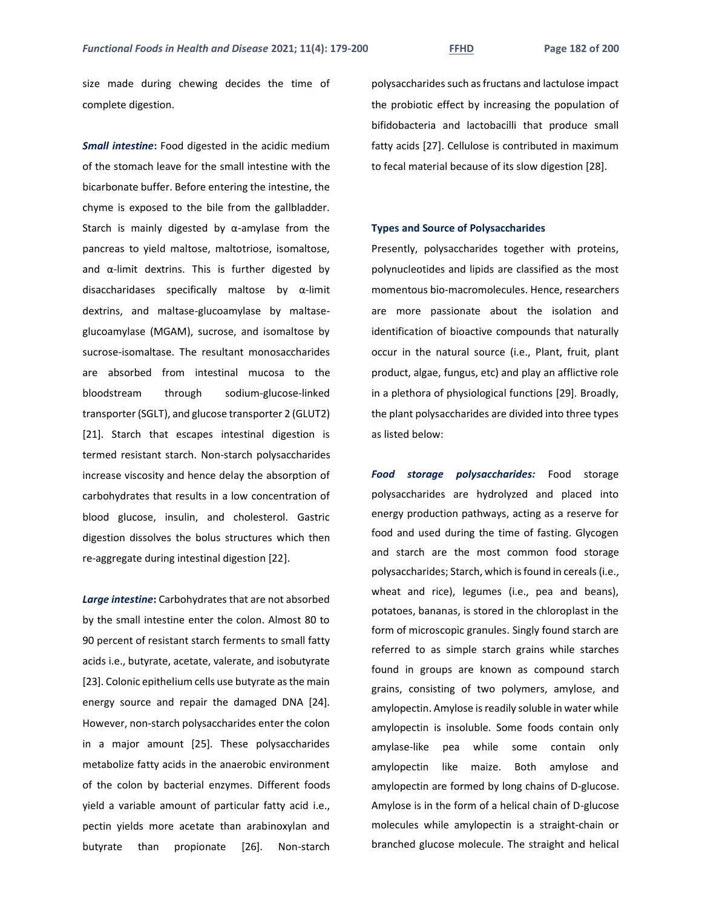size made during chewing decides the time of complete digestion.

***Small intestine*:** Food digested in the acidic medium of the stomach leave for the small intestine with the bicarbonate buffer. Before entering the intestine, the chyme is exposed to the bile from the gallbladder. Starch is mainly digested by α-amylase from the pancreas to yield maltose, maltotriose, isomaltose, and α-limit dextrins. This is further digested by disaccharidases specifically maltose by α-limit dextrins, and maltase-glucoamylase by maltase-glucoamylase (MGAM), sucrose, and isomaltose by sucrose-isomaltase. The resultant monosaccharides are absorbed from intestinal mucosa to the bloodstream through sodium-glucose-linked transporter (SGLT), and glucose transporter 2 (GLUT2) [21]. Starch that escapes intestinal digestion is termed resistant starch. Non-starch polysaccharides increase viscosity and hence delay the absorption of carbohydrates that results in a low concentration of blood glucose, insulin, and cholesterol. Gastric digestion dissolves the bolus structures which then re-aggregate during intestinal digestion [22].

***Large intestine*:** Carbohydrates that are not absorbed by the small intestine enter the colon. Almost 80 to 90 percent of resistant starch ferments to small fatty acids i.e., butyrate, acetate, valerate, and isobutyrate [23]. Colonic epithelium cells use butyrate as the main energy source and repair the damaged DNA [24]. However, non-starch polysaccharides enter the colon in a major amount [25]. These polysaccharides metabolize fatty acids in the anaerobic environment of the colon by bacterial enzymes. Different foods yield a variable amount of particular fatty acid i.e., pectin yields more acetate than arabinoxylan and butyrate than propionate [26]. Non-starch polysaccharides such as fructans and lactulose impact the probiotic effect by increasing the population of bifidobacteria and lactobacilli that produce small fatty acids [27]. Cellulose is contributed in maximum to fecal material because of its slow digestion [28].

## Types and Source of Polysaccharides

Presently, polysaccharides together with proteins, polynucleotides and lipids are classified as the most momentous bio-macromolecules. Hence, researchers are more passionate about the isolation and identification of bioactive compounds that naturally occur in the natural source (i.e., Plant, fruit, plant product, algae, fungus, etc) and play an afflictive role in a plethora of physiological functions [29]. Broadly, the plant polysaccharides are divided into three types as listed below:

***Food storage polysaccharides:*** Food storage polysaccharides are hydrolyzed and placed into energy production pathways, acting as a reserve for food and used during the time of fasting. Glycogen and starch are the most common food storage polysaccharides; Starch, which is found in cereals (i.e., wheat and rice), legumes (i.e., pea and beans), potatoes, bananas, is stored in the chloroplast in the form of microscopic granules. Singly found starch are referred to as simple starch grains while starches found in groups are known as compound starch grains, consisting of two polymers, amylose, and amylopectin. Amylose is readily soluble in water while amylopectin is insoluble. Some foods contain only amylase-like pea while some contain only amylopectin like maize. Both amylose and amylopectin are formed by long chains of D-glucose. Amylose is in the form of a helical chain of D-glucose molecules while amylopectin is a straight-chain or branched glucose molecule. The straight and helical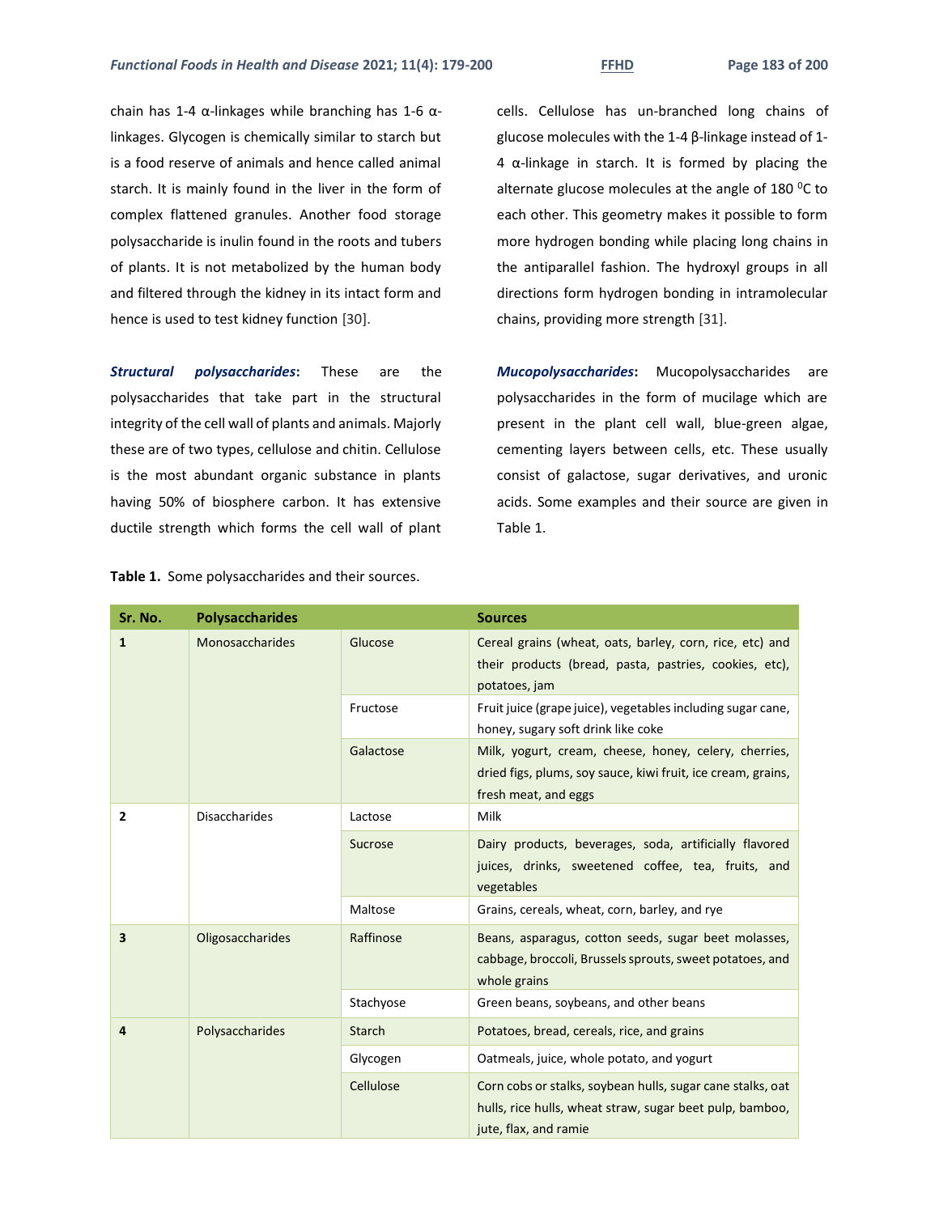chain has 1-4 α-linkages while branching has 1-6 α-linkages. Glycogen is chemically similar to starch but is a food reserve of animals and hence called animal starch. It is mainly found in the liver in the form of complex flattened granules. Another food storage polysaccharide is inulin found in the roots and tubers of plants. It is not metabolized by the human body and filtered through the kidney in its intact form and hence is used to test kidney function [30].

***Structural polysaccharides*****:** These are the polysaccharides that take part in the structural integrity of the cell wall of plants and animals. Majorly these are of two types, cellulose and chitin. Cellulose is the most abundant organic substance in plants having 50% of biosphere carbon. It has extensive ductile strength which forms the cell wall of plant cells. Cellulose has un-branched long chains of glucose molecules with the 1-4 β-linkage instead of 1-4 α-linkage in starch. It is formed by placing the alternate glucose molecules at the angle of 180 $^0$C to each other. This geometry makes it possible to form more hydrogen bonding while placing long chains in the antiparallel fashion. The hydroxyl groups in all directions form hydrogen bonding in intramolecular chains, providing more strength [31].

***Mucopolysaccharides*****:** Mucopolysaccharides are polysaccharides in the form of mucilage which are present in the plant cell wall, blue-green algae, cementing layers between cells, etc. These usually consist of galactose, sugar derivatives, and uronic acids. Some examples and their source are given in Table 1.

**Table 1.** Some polysaccharides and their sources.

| Sr. No. | Polysaccharides | | Sources |
|---|---|---|---|
| 1 | Monosaccharides | Glucose | Cereal grains (wheat, oats, barley, corn, rice, etc) and their products (bread, pasta, pastries, cookies, etc), potatoes, jam |
| | | Fructose | Fruit juice (grape juice), vegetables including sugar cane, honey, sugary soft drink like coke |
| | | Galactose | Milk, yogurt, cream, cheese, honey, celery, cherries, dried figs, plums, soy sauce, kiwi fruit, ice cream, grains, fresh meat, and eggs |
| 2 | Disaccharides | Lactose | Milk |
| | | Sucrose | Dairy products, beverages, soda, artificially flavored juices, drinks, sweetened coffee, tea, fruits, and vegetables |
| | | Maltose | Grains, cereals, wheat, corn, barley, and rye |
| 3 | Oligosaccharides | Raffinose | Beans, asparagus, cotton seeds, sugar beet molasses, cabbage, broccoli, Brussels sprouts, sweet potatoes, and whole grains |
| | | Stachyose | Green beans, soybeans, and other beans |
| 4 | Polysaccharides | Starch | Potatoes, bread, cereals, rice, and grains |
| | | Glycogen | Oatmeals, juice, whole potato, and yogurt |
| | | Cellulose | Corn cobs or stalks, soybean hulls, sugar cane stalks, oat hulls, rice hulls, wheat straw, sugar beet pulp, bamboo, jute, flax, and ramie |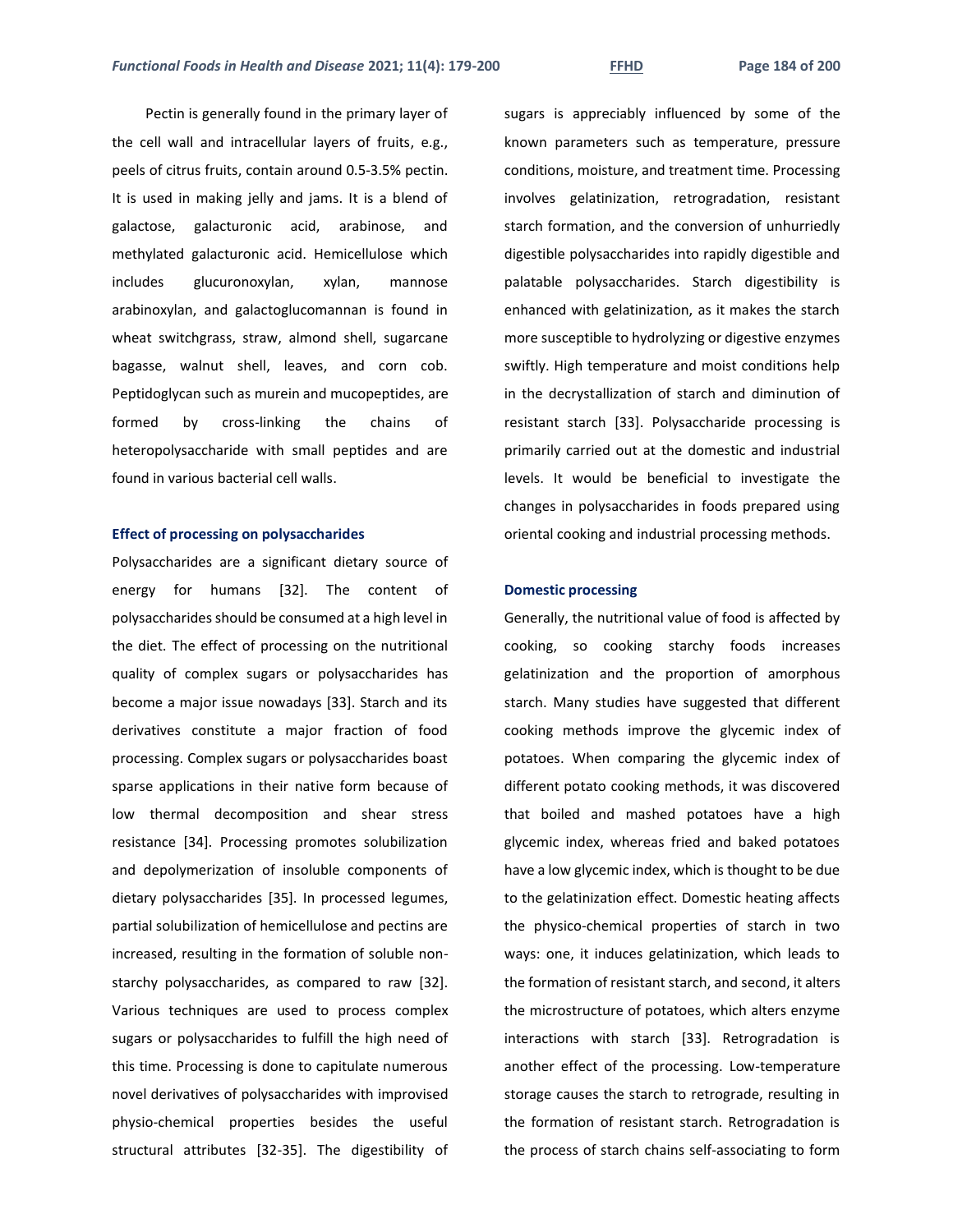Pectin is generally found in the primary layer of the cell wall and intracellular layers of fruits, e.g., peels of citrus fruits, contain around 0.5-3.5% pectin. It is used in making jelly and jams. It is a blend of galactose, galacturonic acid, arabinose, and methylated galacturonic acid. Hemicellulose which includes glucuronoxylan, xylan, mannose arabinoxylan, and galactoglucomannan is found in wheat switchgrass, straw, almond shell, sugarcane bagasse, walnut shell, leaves, and corn cob. Peptidoglycan such as murein and mucopeptides, are formed by cross-linking the chains of heteropolysaccharide with small peptides and are found in various bacterial cell walls.

### Effect of processing on polysaccharides

Polysaccharides are a significant dietary source of energy for humans [32]. The content of polysaccharides should be consumed at a high level in the diet. The effect of processing on the nutritional quality of complex sugars or polysaccharides has become a major issue nowadays [33]. Starch and its derivatives constitute a major fraction of food processing. Complex sugars or polysaccharides boast sparse applications in their native form because of low thermal decomposition and shear stress resistance [34]. Processing promotes solubilization and depolymerization of insoluble components of dietary polysaccharides [35]. In processed legumes, partial solubilization of hemicellulose and pectins are increased, resulting in the formation of soluble non-starchy polysaccharides, as compared to raw [32]. Various techniques are used to process complex sugars or polysaccharides to fulfill the high need of this time. Processing is done to capitulate numerous novel derivatives of polysaccharides with improvised physio-chemical properties besides the useful structural attributes [32-35]. The digestibility of sugars is appreciably influenced by some of the known parameters such as temperature, pressure conditions, moisture, and treatment time. Processing involves gelatinization, retrogradation, resistant starch formation, and the conversion of unhurriedly digestible polysaccharides into rapidly digestible and palatable polysaccharides. Starch digestibility is enhanced with gelatinization, as it makes the starch more susceptible to hydrolyzing or digestive enzymes swiftly. High temperature and moist conditions help in the decrystallization of starch and diminution of resistant starch [33]. Polysaccharide processing is primarily carried out at the domestic and industrial levels. It would be beneficial to investigate the changes in polysaccharides in foods prepared using oriental cooking and industrial processing methods.

### Domestic processing

Generally, the nutritional value of food is affected by cooking, so cooking starchy foods increases gelatinization and the proportion of amorphous starch. Many studies have suggested that different cooking methods improve the glycemic index of potatoes. When comparing the glycemic index of different potato cooking methods, it was discovered that boiled and mashed potatoes have a high glycemic index, whereas fried and baked potatoes have a low glycemic index, which is thought to be due to the gelatinization effect. Domestic heating affects the physico-chemical properties of starch in two ways: one, it induces gelatinization, which leads to the formation of resistant starch, and second, it alters the microstructure of potatoes, which alters enzyme interactions with starch [33]. Retrogradation is another effect of the processing. Low-temperature storage causes the starch to retrograde, resulting in the formation of resistant starch. Retrogradation is the process of starch chains self-associating to form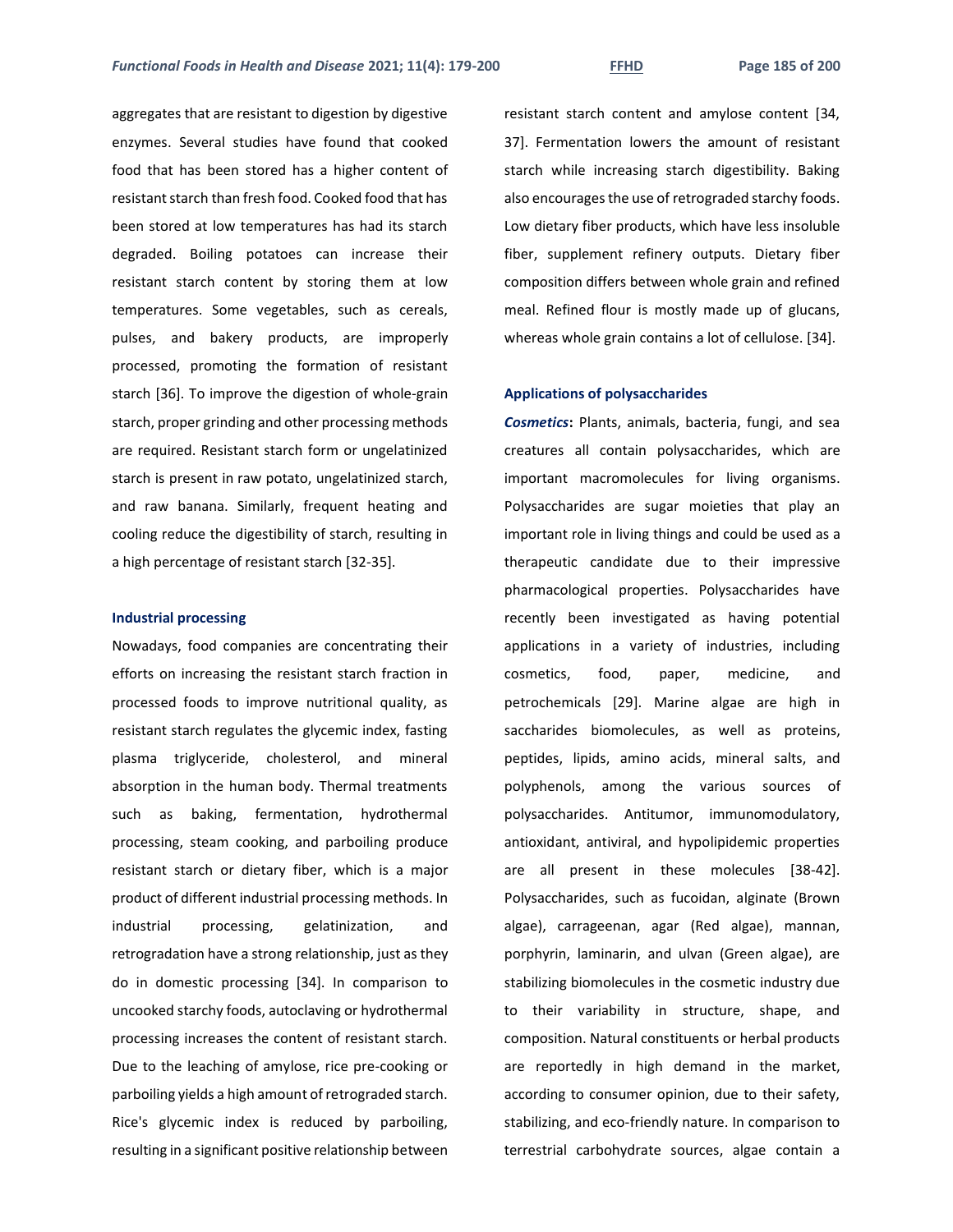aggregates that are resistant to digestion by digestive enzymes. Several studies have found that cooked food that has been stored has a higher content of resistant starch than fresh food. Cooked food that has been stored at low temperatures has had its starch degraded. Boiling potatoes can increase their resistant starch content by storing them at low temperatures. Some vegetables, such as cereals, pulses, and bakery products, are improperly processed, promoting the formation of resistant starch [36]. To improve the digestion of whole-grain starch, proper grinding and other processing methods are required. Resistant starch form or ungelatinized starch is present in raw potato, ungelatinized starch, and raw banana. Similarly, frequent heating and cooling reduce the digestibility of starch, resulting in a high percentage of resistant starch [32-35].

### Industrial processing

Nowadays, food companies are concentrating their efforts on increasing the resistant starch fraction in processed foods to improve nutritional quality, as resistant starch regulates the glycemic index, fasting plasma triglyceride, cholesterol, and mineral absorption in the human body. Thermal treatments such as baking, fermentation, hydrothermal processing, steam cooking, and parboiling produce resistant starch or dietary fiber, which is a major product of different industrial processing methods. In industrial processing, gelatinization, and retrogradation have a strong relationship, just as they do in domestic processing [34]. In comparison to uncooked starchy foods, autoclaving or hydrothermal processing increases the content of resistant starch. Due to the leaching of amylose, rice pre-cooking or parboiling yields a high amount of retrograded starch. Rice's glycemic index is reduced by parboiling, resulting in a significant positive relationship between resistant starch content and amylose content [34, 37]. Fermentation lowers the amount of resistant starch while increasing starch digestibility. Baking also encourages the use of retrograded starchy foods. Low dietary fiber products, which have less insoluble fiber, supplement refinery outputs. Dietary fiber composition differs between whole grain and refined meal. Refined flour is mostly made up of glucans, whereas whole grain contains a lot of cellulose. [34].

### Applications of polysaccharides

***Cosmetics*:** Plants, animals, bacteria, fungi, and sea creatures all contain polysaccharides, which are important macromolecules for living organisms. Polysaccharides are sugar moieties that play an important role in living things and could be used as a therapeutic candidate due to their impressive pharmacological properties. Polysaccharides have recently been investigated as having potential applications in a variety of industries, including cosmetics, food, paper, medicine, and petrochemicals [29]. Marine algae are high in saccharides biomolecules, as well as proteins, peptides, lipids, amino acids, mineral salts, and polyphenols, among the various sources of polysaccharides. Antitumor, immunomodulatory, antioxidant, antiviral, and hypolipidemic properties are all present in these molecules [38-42]. Polysaccharides, such as fucoidan, alginate (Brown algae), carrageenan, agar (Red algae), mannan, porphyrin, laminarin, and ulvan (Green algae), are stabilizing biomolecules in the cosmetic industry due to their variability in structure, shape, and composition. Natural constituents or herbal products are reportedly in high demand in the market, according to consumer opinion, due to their safety, stabilizing, and eco-friendly nature. In comparison to terrestrial carbohydrate sources, algae contain a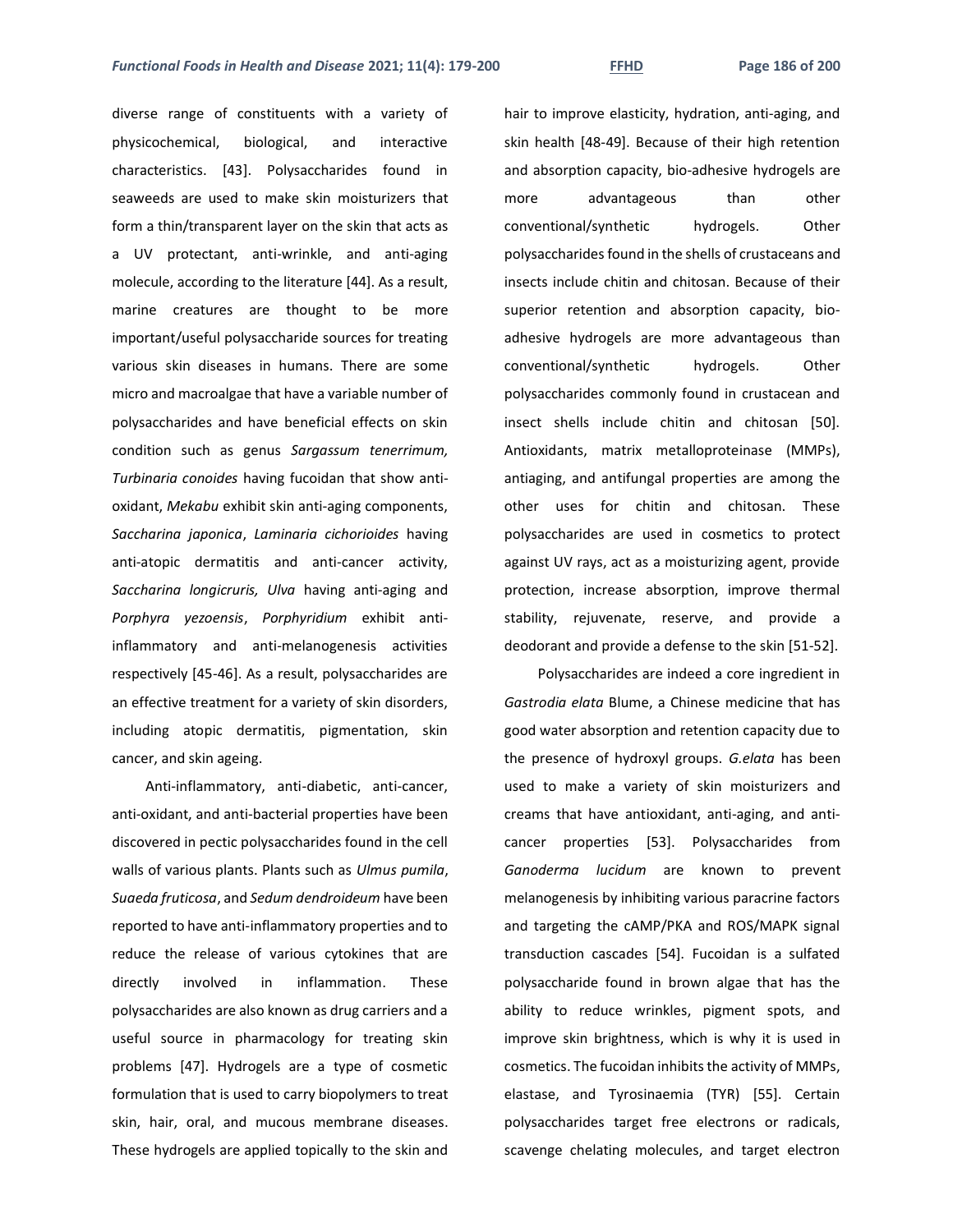diverse range of constituents with a variety of physicochemical, biological, and interactive characteristics. [43]. Polysaccharides found in seaweeds are used to make skin moisturizers that form a thin/transparent layer on the skin that acts as a UV protectant, anti-wrinkle, and anti-aging molecule, according to the literature [44]. As a result, marine creatures are thought to be more important/useful polysaccharide sources for treating various skin diseases in humans. There are some micro and macroalgae that have a variable number of polysaccharides and have beneficial effects on skin condition such as genus *Sargassum tenerrimum, Turbinaria conoides* having fucoidan that show anti-oxidant, *Mekabu* exhibit skin anti-aging components, *Saccharina japonica*, *Laminaria cichorioides* having anti-atopic dermatitis and anti-cancer activity, *Saccharina longicruris, Ulva* having anti-aging and *Porphyra yezoensis*, *Porphyridium* exhibit anti-inflammatory and anti-melanogenesis activities respectively [45-46]. As a result, polysaccharides are an effective treatment for a variety of skin disorders, including atopic dermatitis, pigmentation, skin cancer, and skin ageing.

Anti-inflammatory, anti-diabetic, anti-cancer, anti-oxidant, and anti-bacterial properties have been discovered in pectic polysaccharides found in the cell walls of various plants. Plants such as *Ulmus pumila*, *Suaeda fruticosa*, and *Sedum dendroideum* have been reported to have anti-inflammatory properties and to reduce the release of various cytokines that are directly involved in inflammation. These polysaccharides are also known as drug carriers and a useful source in pharmacology for treating skin problems [47]. Hydrogels are a type of cosmetic formulation that is used to carry biopolymers to treat skin, hair, oral, and mucous membrane diseases. These hydrogels are applied topically to the skin and hair to improve elasticity, hydration, anti-aging, and skin health [48-49]. Because of their high retention and absorption capacity, bio-adhesive hydrogels are more advantageous than other conventional/synthetic hydrogels. Other polysaccharides found in the shells of crustaceans and insects include chitin and chitosan. Because of their superior retention and absorption capacity, bio-adhesive hydrogels are more advantageous than conventional/synthetic hydrogels. Other polysaccharides commonly found in crustacean and insect shells include chitin and chitosan [50]. Antioxidants, matrix metalloproteinase (MMPs), antiaging, and antifungal properties are among the other uses for chitin and chitosan. These polysaccharides are used in cosmetics to protect against UV rays, act as a moisturizing agent, provide protection, increase absorption, improve thermal stability, rejuvenate, reserve, and provide a deodorant and provide a defense to the skin [51-52].

Polysaccharides are indeed a core ingredient in *Gastrodia elata* Blume, a Chinese medicine that has good water absorption and retention capacity due to the presence of hydroxyl groups. *G.elata* has been used to make a variety of skin moisturizers and creams that have antioxidant, anti-aging, and anti-cancer properties [53]. Polysaccharides from *Ganoderma lucidum* are known to prevent melanogenesis by inhibiting various paracrine factors and targeting the cAMP/PKA and ROS/MAPK signal transduction cascades [54]. Fucoidan is a sulfated polysaccharide found in brown algae that has the ability to reduce wrinkles, pigment spots, and improve skin brightness, which is why it is used in cosmetics. The fucoidan inhibits the activity of MMPs, elastase, and Tyrosinaemia (TYR) [55]. Certain polysaccharides target free electrons or radicals, scavenge chelating molecules, and target electron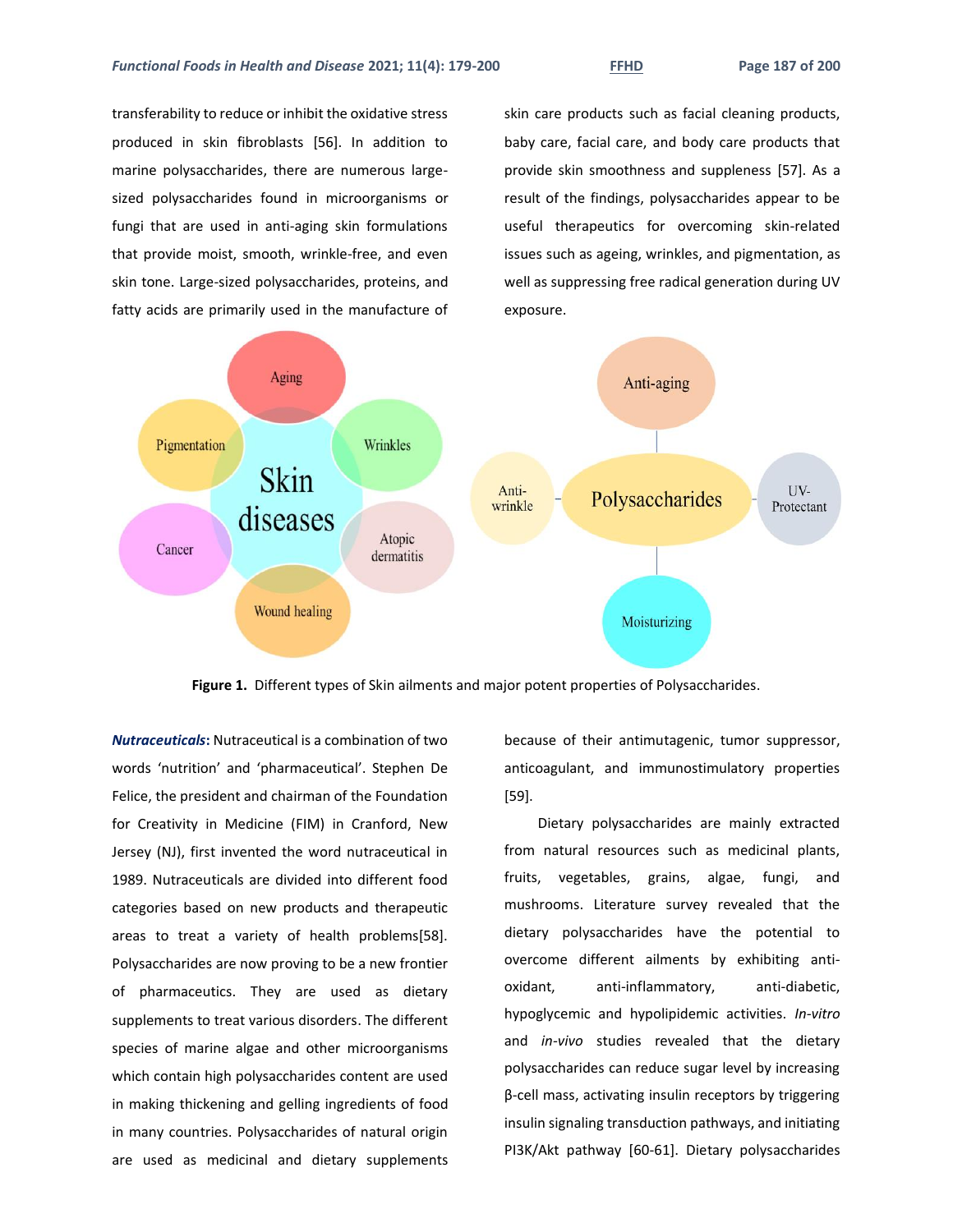transferability to reduce or inhibit the oxidative stress produced in skin fibroblasts [56]. In addition to marine polysaccharides, there are numerous large-sized polysaccharides found in microorganisms or fungi that are used in anti-aging skin formulations that provide moist, smooth, wrinkle-free, and even skin tone. Large-sized polysaccharides, proteins, and fatty acids are primarily used in the manufacture of skin care products such as facial cleaning products, baby care, facial care, and body care products that provide skin smoothness and suppleness [57]. As a result of the findings, polysaccharides appear to be useful therapeutics for overcoming skin-related issues such as ageing, wrinkles, and pigmentation, as well as suppressing free radical generation during UV exposure.

**Figure 1.** Different types of Skin ailments and major potent properties of Polysaccharides.

***Nutraceuticals*:** Nutraceutical is a combination of two words 'nutrition' and 'pharmaceutical'. Stephen De Felice, the president and chairman of the Foundation for Creativity in Medicine (FIM) in Cranford, New Jersey (NJ), first invented the word nutraceutical in 1989. Nutraceuticals are divided into different food categories based on new products and therapeutic areas to treat a variety of health problems[58]. Polysaccharides are now proving to be a new frontier of pharmaceutics. They are used as dietary supplements to treat various disorders. The different species of marine algae and other microorganisms which contain high polysaccharides content are used in making thickening and gelling ingredients of food in many countries. Polysaccharides of natural origin are used as medicinal and dietary supplements because of their antimutagenic, tumor suppressor, anticoagulant, and immunostimulatory properties [59].

Dietary polysaccharides are mainly extracted from natural resources such as medicinal plants, fruits, vegetables, grains, algae, fungi, and mushrooms. Literature survey revealed that the dietary polysaccharides have the potential to overcome different ailments by exhibiting anti-oxidant, anti-inflammatory, anti-diabetic, hypoglycemic and hypolipidemic activities. *In-vitro* and *in-vivo* studies revealed that the dietary polysaccharides can reduce sugar level by increasing β-cell mass, activating insulin receptors by triggering insulin signaling transduction pathways, and initiating PI3K/Akt pathway [60-61]. Dietary polysaccharides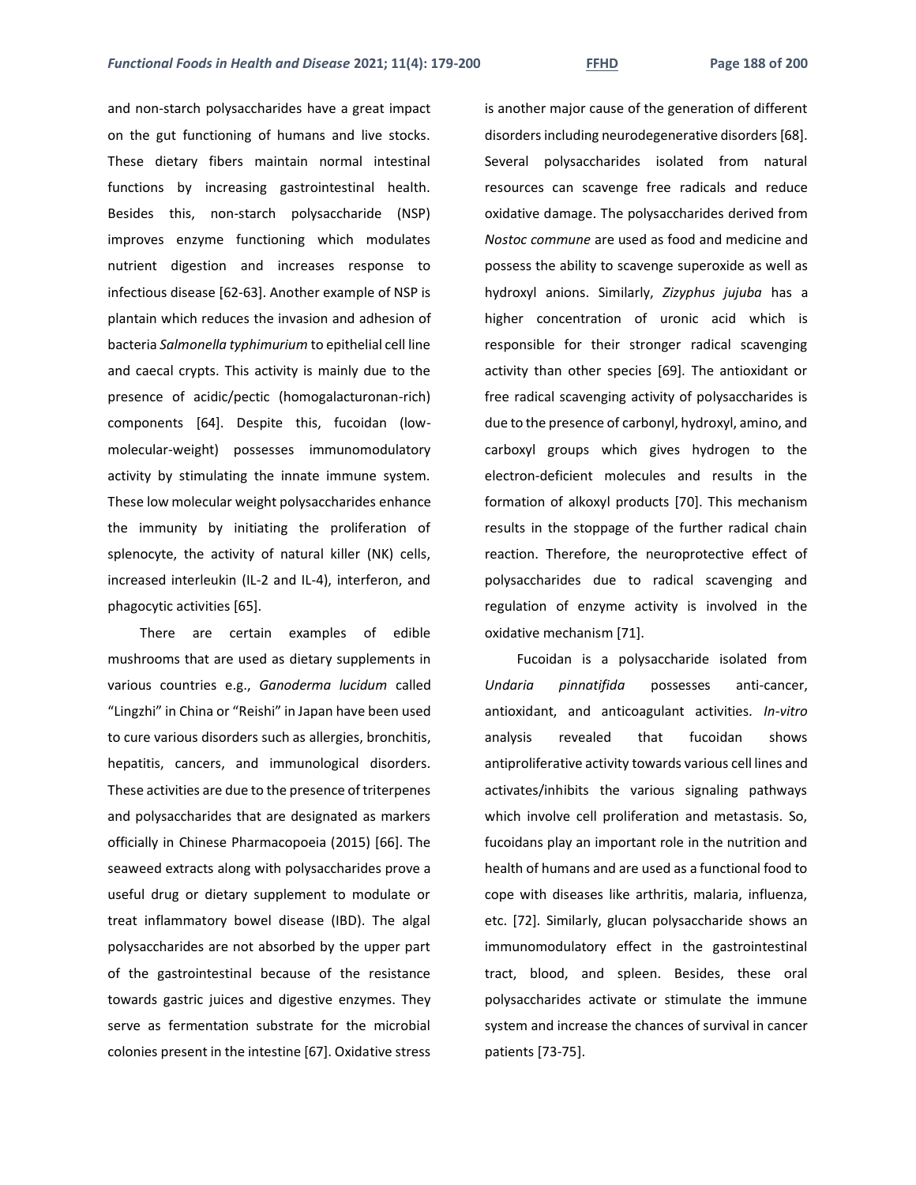and non-starch polysaccharides have a great impact on the gut functioning of humans and live stocks. These dietary fibers maintain normal intestinal functions by increasing gastrointestinal health. Besides this, non-starch polysaccharide (NSP) improves enzyme functioning which modulates nutrient digestion and increases response to infectious disease [62-63]. Another example of NSP is plantain which reduces the invasion and adhesion of bacteria *Salmonella typhimurium* to epithelial cell line and caecal crypts. This activity is mainly due to the presence of acidic/pectic (homogalacturonan-rich) components [64]. Despite this, fucoidan (low-molecular-weight) possesses immunomodulatory activity by stimulating the innate immune system. These low molecular weight polysaccharides enhance the immunity by initiating the proliferation of splenocyte, the activity of natural killer (NK) cells, increased interleukin (IL-2 and IL-4), interferon, and phagocytic activities [65].

There are certain examples of edible mushrooms that are used as dietary supplements in various countries e.g., *Ganoderma lucidum* called "Lingzhi" in China or "Reishi" in Japan have been used to cure various disorders such as allergies, bronchitis, hepatitis, cancers, and immunological disorders. These activities are due to the presence of triterpenes and polysaccharides that are designated as markers officially in Chinese Pharmacopoeia (2015) [66]. The seaweed extracts along with polysaccharides prove a useful drug or dietary supplement to modulate or treat inflammatory bowel disease (IBD). The algal polysaccharides are not absorbed by the upper part of the gastrointestinal because of the resistance towards gastric juices and digestive enzymes. They serve as fermentation substrate for the microbial colonies present in the intestine [67]. Oxidative stress is another major cause of the generation of different disorders including neurodegenerative disorders [68]. Several polysaccharides isolated from natural resources can scavenge free radicals and reduce oxidative damage. The polysaccharides derived from *Nostoc commune* are used as food and medicine and possess the ability to scavenge superoxide as well as hydroxyl anions. Similarly, *Zizyphus jujuba* has a higher concentration of uronic acid which is responsible for their stronger radical scavenging activity than other species [69]. The antioxidant or free radical scavenging activity of polysaccharides is due to the presence of carbonyl, hydroxyl, amino, and carboxyl groups which gives hydrogen to the electron-deficient molecules and results in the formation of alkoxyl products [70]. This mechanism results in the stoppage of the further radical chain reaction. Therefore, the neuroprotective effect of polysaccharides due to radical scavenging and regulation of enzyme activity is involved in the oxidative mechanism [71].

Fucoidan is a polysaccharide isolated from *Undaria pinnatifida* possesses anti-cancer, antioxidant, and anticoagulant activities. *In-vitro* analysis revealed that fucoidan shows antiproliferative activity towards various cell lines and activates/inhibits the various signaling pathways which involve cell proliferation and metastasis. So, fucoidans play an important role in the nutrition and health of humans and are used as a functional food to cope with diseases like arthritis, malaria, influenza, etc. [72]. Similarly, glucan polysaccharide shows an immunomodulatory effect in the gastrointestinal tract, blood, and spleen. Besides, these oral polysaccharides activate or stimulate the immune system and increase the chances of survival in cancer patients [73-75].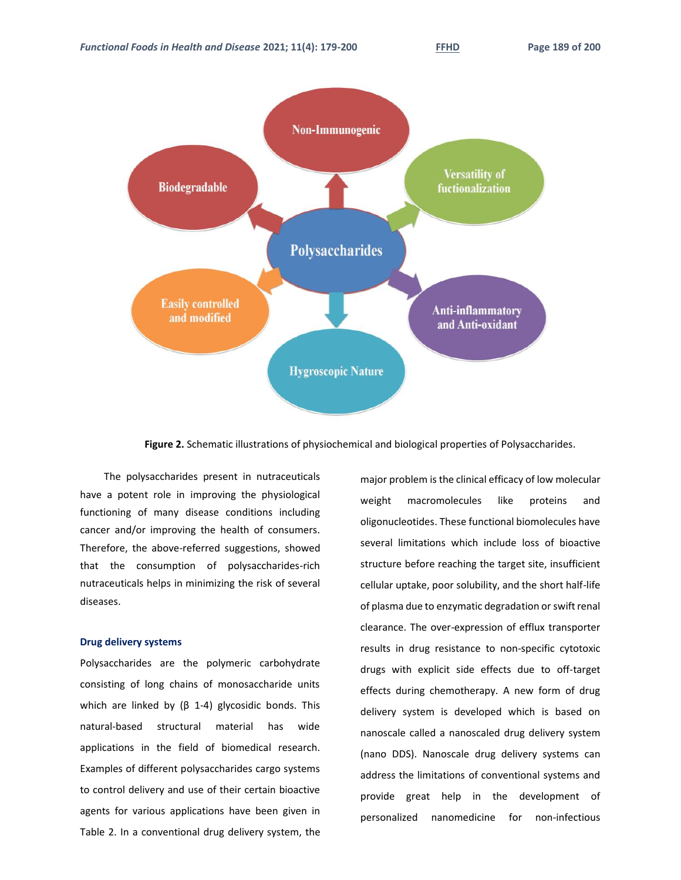**Figure 2.** Schematic illustrations of physiochemical and biological properties of Polysaccharides.

The polysaccharides present in nutraceuticals have a potent role in improving the physiological functioning of many disease conditions including cancer and/or improving the health of consumers. Therefore, the above-referred suggestions, showed that the consumption of polysaccharides-rich nutraceuticals helps in minimizing the risk of several diseases.

### Drug delivery systems

Polysaccharides are the polymeric carbohydrate consisting of long chains of monosaccharide units which are linked by (β 1-4) glycosidic bonds. This natural-based structural material has wide applications in the field of biomedical research. Examples of different polysaccharides cargo systems to control delivery and use of their certain bioactive agents for various applications have been given in Table 2. In a conventional drug delivery system, the major problem is the clinical efficacy of low molecular weight macromolecules like proteins and oligonucleotides. These functional biomolecules have several limitations which include loss of bioactive structure before reaching the target site, insufficient cellular uptake, poor solubility, and the short half-life of plasma due to enzymatic degradation or swift renal clearance. The over-expression of efflux transporter results in drug resistance to non-specific cytotoxic drugs with explicit side effects due to off-target effects during chemotherapy. A new form of drug delivery system is developed which is based on nanoscale called a nanoscaled drug delivery system (nano DDS). Nanoscale drug delivery systems can address the limitations of conventional systems and provide great help in the development of personalized nanomedicine for non-infectious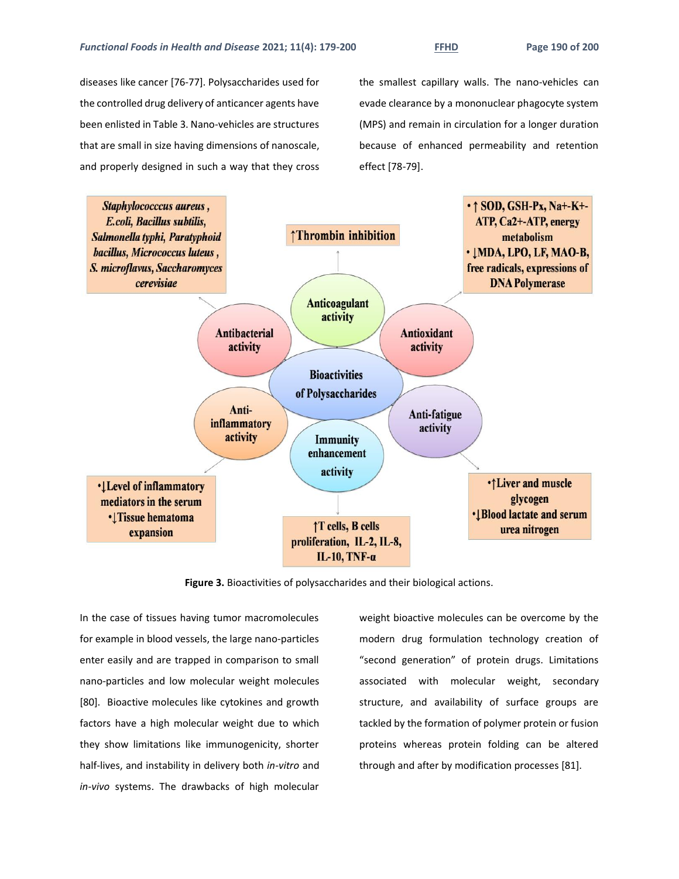diseases like cancer [76-77]. Polysaccharides used for the controlled drug delivery of anticancer agents have been enlisted in Table 3. Nano-vehicles are structures that are small in size having dimensions of nanoscale, and properly designed in such a way that they cross the smallest capillary walls. The nano-vehicles can evade clearance by a mononuclear phagocyte system (MPS) and remain in circulation for a longer duration because of enhanced permeability and retention effect [78-79].

**Figure 3.** Bioactivities of polysaccharides and their biological actions.

In the case of tissues having tumor macromolecules for example in blood vessels, the large nano-particles enter easily and are trapped in comparison to small nano-particles and low molecular weight molecules [80]. Bioactive molecules like cytokines and growth factors have a high molecular weight due to which they show limitations like immunogenicity, shorter half-lives, and instability in delivery both *in-vitro* and *in-vivo* systems. The drawbacks of high molecular weight bioactive molecules can be overcome by the modern drug formulation technology creation of "second generation" of protein drugs. Limitations associated with molecular weight, secondary structure, and availability of surface groups are tackled by the formation of polymer protein or fusion proteins whereas protein folding can be altered through and after by modification processes [81].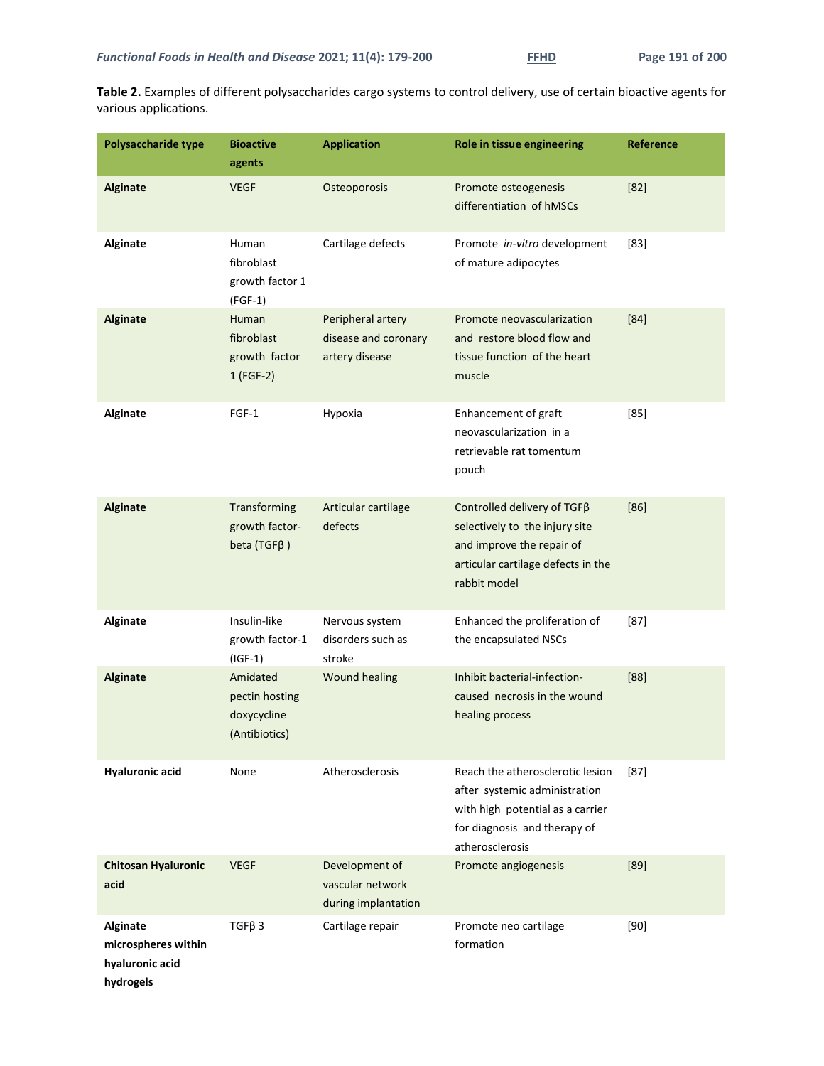**Table 2.** Examples of different polysaccharides cargo systems to control delivery, use of certain bioactive agents for various applications.

| Polysaccharide type | Bioactive agents | Application | Role in tissue engineering | Reference |
|---|---|---|---|---|
| **Alginate** | VEGF | Osteoporosis | Promote osteogenesis differentiation of hMSCs | [82] |
| **Alginate** | Human fibroblast growth factor 1 (FGF-1) | Cartilage defects | Promote *in-vitro* development of mature adipocytes | [83] |
| **Alginate** | Human fibroblast growth factor 1 (FGF-2) | Peripheral artery disease and coronary artery disease | Promote neovascularization and restore blood flow and tissue function of the heart muscle | [84] |
| **Alginate** | FGF-1 | Hypoxia | Enhancement of graft neovascularization in a retrievable rat tomentum pouch | [85] |
| **Alginate** | Transforming growth factor-beta (TGFβ ) | Articular cartilage defects | Controlled delivery of TGFβ selectively to the injury site and improve the repair of articular cartilage defects in the rabbit model | [86] |
| **Alginate** | Insulin-like growth factor-1 (IGF-1) | Nervous system disorders such as stroke | Enhanced the proliferation of the encapsulated NSCs | [87] |
| **Alginate** | Amidated pectin hosting doxycycline (Antibiotics) | Wound healing | Inhibit bacterial-infection-caused necrosis in the wound healing process | [88] |
| **Hyaluronic acid** | None | Atherosclerosis | Reach the atherosclerotic lesion after systemic administration with high potential as a carrier for diagnosis and therapy of atherosclerosis | [87] |
| **Chitosan Hyaluronic acid** | VEGF | Development of vascular network during implantation | Promote angiogenesis | [89] |
| **Alginate microspheres within hyaluronic acid hydrogels** | TGFβ 3 | Cartilage repair | Promote neo cartilage formation | [90] |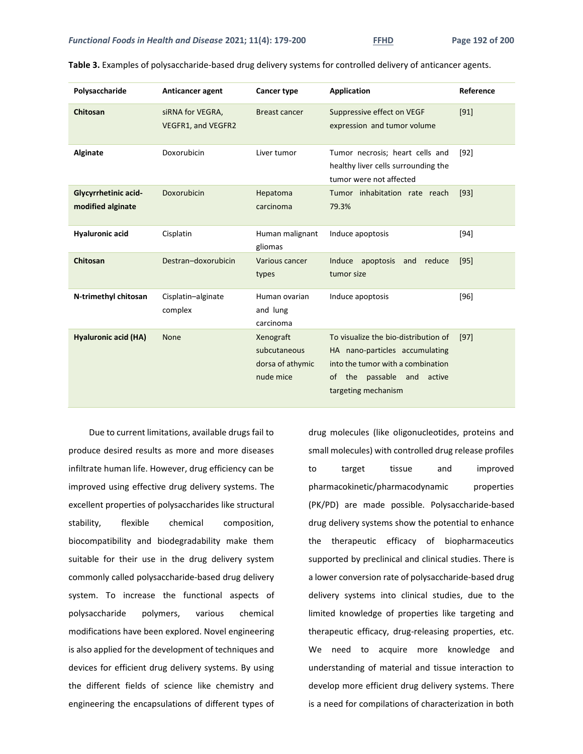**Table 3.** Examples of polysaccharide-based drug delivery systems for controlled delivery of anticancer agents.

| Polysaccharide | Anticancer agent | Cancer type | Application | Reference |
|---|---|---|---|---|
| **Chitosan** | siRNA for VEGRA, VEGFR1, and VEGFR2 | Breast cancer | Suppressive effect on VEGF expression and tumor volume | [91] |
| **Alginate** | Doxorubicin | Liver tumor | Tumor necrosis; heart cells and healthy liver cells surrounding the tumor were not affected | [92] |
| **Glycyrrhetinic acid-modified alginate** | Doxorubicin | Hepatoma carcinoma | Tumor inhabitation rate reach 79.3% | [93] |
| **Hyaluronic acid** | Cisplatin | Human malignant gliomas | Induce apoptosis | [94] |
| **Chitosan** | Destran–doxorubicin | Various cancer types | Induce apoptosis and reduce tumor size | [95] |
| **N-trimethyl chitosan** | Cisplatin–alginate complex | Human ovarian and lung carcinoma | Induce apoptosis | [96] |
| **Hyaluronic acid (HA)** | None | Xenograft subcutaneous dorsa of athymic nude mice | To visualize the bio-distribution of HA nano-particles accumulating into the tumor with a combination of the passable and active targeting mechanism | [97] |

Due to current limitations, available drugs fail to produce desired results as more and more diseases infiltrate human life. However, drug efficiency can be improved using effective drug delivery systems. The excellent properties of polysaccharides like structural stability, flexible chemical composition, biocompatibility and biodegradability make them suitable for their use in the drug delivery system commonly called polysaccharide-based drug delivery system. To increase the functional aspects of polysaccharide polymers, various chemical modifications have been explored. Novel engineering is also applied for the development of techniques and devices for efficient drug delivery systems. By using the different fields of science like chemistry and engineering the encapsulations of different types of drug molecules (like oligonucleotides, proteins and small molecules) with controlled drug release profiles to target tissue and improved pharmacokinetic/pharmacodynamic properties (PK/PD) are made possible. Polysaccharide-based drug delivery systems show the potential to enhance the therapeutic efficacy of biopharmaceutics supported by preclinical and clinical studies. There is a lower conversion rate of polysaccharide-based drug delivery systems into clinical studies, due to the limited knowledge of properties like targeting and therapeutic efficacy, drug-releasing properties, etc. We need to acquire more knowledge and understanding of material and tissue interaction to develop more efficient drug delivery systems. There is a need for compilations of characterization in both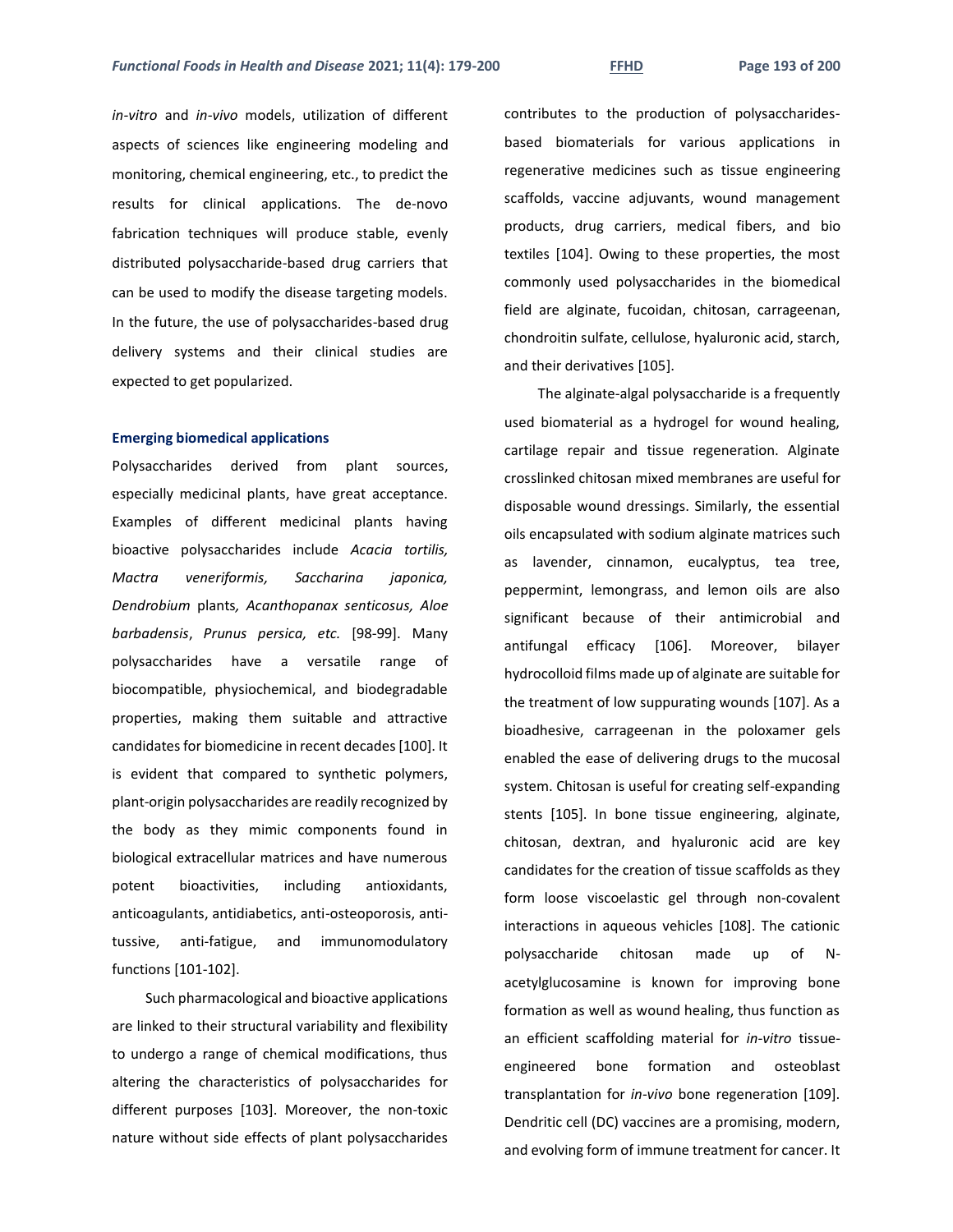*in-vitro* and *in-vivo* models, utilization of different aspects of sciences like engineering modeling and monitoring, chemical engineering, etc., to predict the results for clinical applications. The de-novo fabrication techniques will produce stable, evenly distributed polysaccharide-based drug carriers that can be used to modify the disease targeting models. In the future, the use of polysaccharides-based drug delivery systems and their clinical studies are expected to get popularized.

### Emerging biomedical applications

Polysaccharides derived from plant sources, especially medicinal plants, have great acceptance. Examples of different medicinal plants having bioactive polysaccharides include *Acacia tortilis, Mactra veneriformis, Saccharina japonica, Dendrobium* plants*, Acanthopanax senticosus, Aloe barbadensis*, *Prunus persica, etc.* [98-99]. Many polysaccharides have a versatile range of biocompatible, physiochemical, and biodegradable properties, making them suitable and attractive candidates for biomedicine in recent decades [100]. It is evident that compared to synthetic polymers, plant-origin polysaccharides are readily recognized by the body as they mimic components found in biological extracellular matrices and have numerous potent bioactivities, including antioxidants, anticoagulants, antidiabetics, anti-osteoporosis, anti-tussive, anti-fatigue, and immunomodulatory functions [101-102].

Such pharmacological and bioactive applications are linked to their structural variability and flexibility to undergo a range of chemical modifications, thus altering the characteristics of polysaccharides for different purposes [103]. Moreover, the non-toxic nature without side effects of plant polysaccharides contributes to the production of polysaccharides-based biomaterials for various applications in regenerative medicines such as tissue engineering scaffolds, vaccine adjuvants, wound management products, drug carriers, medical fibers, and bio textiles [104]. Owing to these properties, the most commonly used polysaccharides in the biomedical field are alginate, fucoidan, chitosan, carrageenan, chondroitin sulfate, cellulose, hyaluronic acid, starch, and their derivatives [105].

The alginate-algal polysaccharide is a frequently used biomaterial as a hydrogel for wound healing, cartilage repair and tissue regeneration. Alginate crosslinked chitosan mixed membranes are useful for disposable wound dressings. Similarly, the essential oils encapsulated with sodium alginate matrices such as lavender, cinnamon, eucalyptus, tea tree, peppermint, lemongrass, and lemon oils are also significant because of their antimicrobial and antifungal efficacy [106]. Moreover, bilayer hydrocolloid films made up of alginate are suitable for the treatment of low suppurating wounds [107]. As a bioadhesive, carrageenan in the poloxamer gels enabled the ease of delivering drugs to the mucosal system. Chitosan is useful for creating self-expanding stents [105]. In bone tissue engineering, alginate, chitosan, dextran, and hyaluronic acid are key candidates for the creation of tissue scaffolds as they form loose viscoelastic gel through non-covalent interactions in aqueous vehicles [108]. The cationic polysaccharide chitosan made up of N-acetylglucosamine is known for improving bone formation as well as wound healing, thus function as an efficient scaffolding material for *in-vitro* tissue-engineered bone formation and osteoblast transplantation for *in-vivo* bone regeneration [109]. Dendritic cell (DC) vaccines are a promising, modern, and evolving form of immune treatment for cancer. It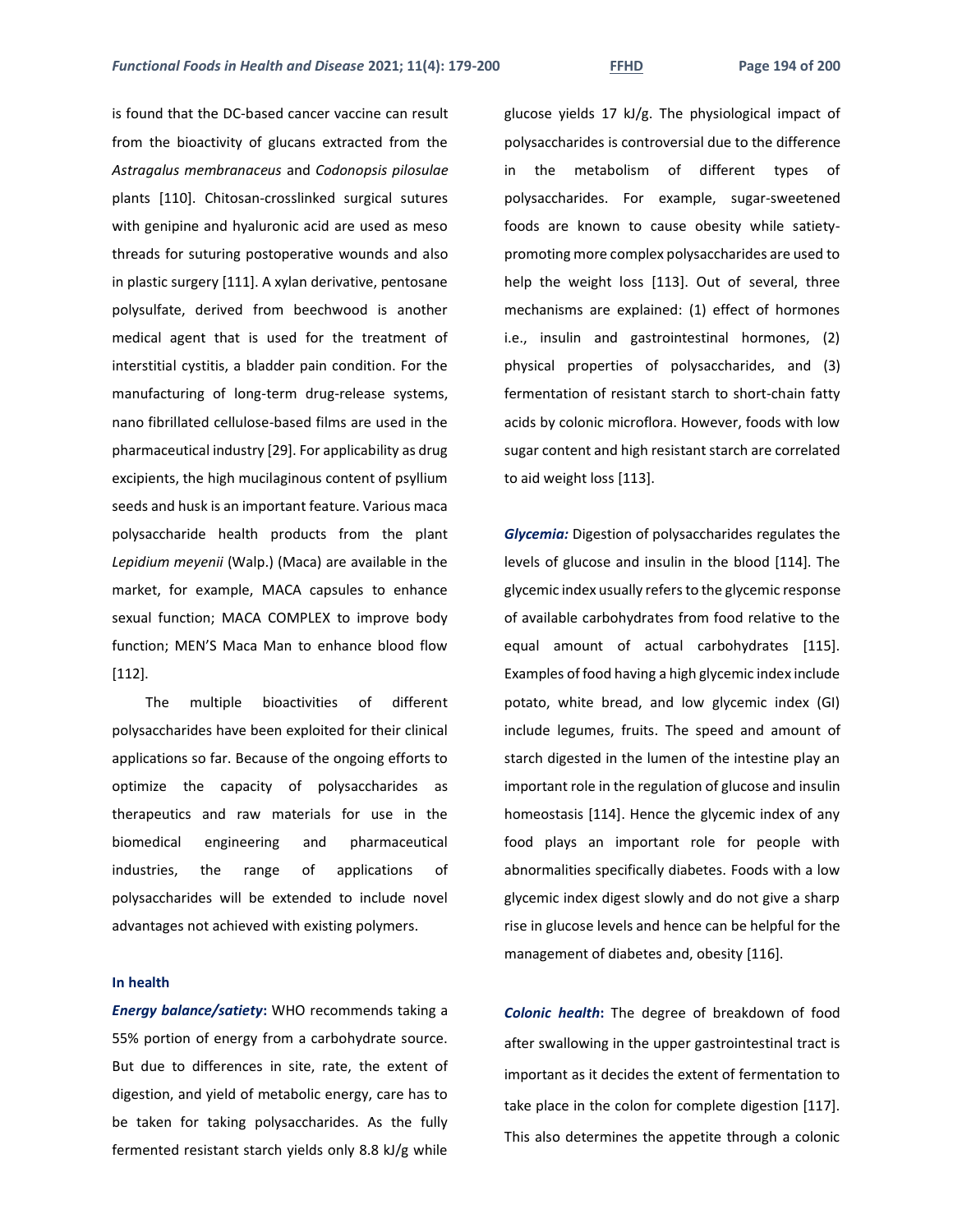is found that the DC-based cancer vaccine can result from the bioactivity of glucans extracted from the *Astragalus membranaceus* and *Codonopsis pilosulae* plants [110]. Chitosan-crosslinked surgical sutures with genipine and hyaluronic acid are used as meso threads for suturing postoperative wounds and also in plastic surgery [111]. A xylan derivative, pentosane polysulfate, derived from beechwood is another medical agent that is used for the treatment of interstitial cystitis, a bladder pain condition. For the manufacturing of long-term drug-release systems, nano fibrillated cellulose-based films are used in the pharmaceutical industry [29]. For applicability as drug excipients, the high mucilaginous content of psyllium seeds and husk is an important feature. Various maca polysaccharide health products from the plant *Lepidium meyenii* (Walp.) (Maca) are available in the market, for example, MACA capsules to enhance sexual function; MACA COMPLEX to improve body function; MEN'S Maca Man to enhance blood flow [112].

The multiple bioactivities of different polysaccharides have been exploited for their clinical applications so far. Because of the ongoing efforts to optimize the capacity of polysaccharides as therapeutics and raw materials for use in the biomedical engineering and pharmaceutical industries, the range of applications of polysaccharides will be extended to include novel advantages not achieved with existing polymers.

### In health

***Energy balance/satiety*:** WHO recommends taking a 55% portion of energy from a carbohydrate source. But due to differences in site, rate, the extent of digestion, and yield of metabolic energy, care has to be taken for taking polysaccharides. As the fully fermented resistant starch yields only 8.8 kJ/g while glucose yields 17 kJ/g. The physiological impact of polysaccharides is controversial due to the difference in the metabolism of different types of polysaccharides. For example, sugar-sweetened foods are known to cause obesity while satiety-promoting more complex polysaccharides are used to help the weight loss [113]. Out of several, three mechanisms are explained: (1) effect of hormones i.e., insulin and gastrointestinal hormones, (2) physical properties of polysaccharides, and (3) fermentation of resistant starch to short-chain fatty acids by colonic microflora. However, foods with low sugar content and high resistant starch are correlated to aid weight loss [113].

***Glycemia:*** Digestion of polysaccharides regulates the levels of glucose and insulin in the blood [114]. The glycemic index usually refers to the glycemic response of available carbohydrates from food relative to the equal amount of actual carbohydrates [115]. Examples of food having a high glycemic index include potato, white bread, and low glycemic index (GI) include legumes, fruits. The speed and amount of starch digested in the lumen of the intestine play an important role in the regulation of glucose and insulin homeostasis [114]. Hence the glycemic index of any food plays an important role for people with abnormalities specifically diabetes. Foods with a low glycemic index digest slowly and do not give a sharp rise in glucose levels and hence can be helpful for the management of diabetes and, obesity [116].

***Colonic health*:** The degree of breakdown of food after swallowing in the upper gastrointestinal tract is important as it decides the extent of fermentation to take place in the colon for complete digestion [117]. This also determines the appetite through a colonic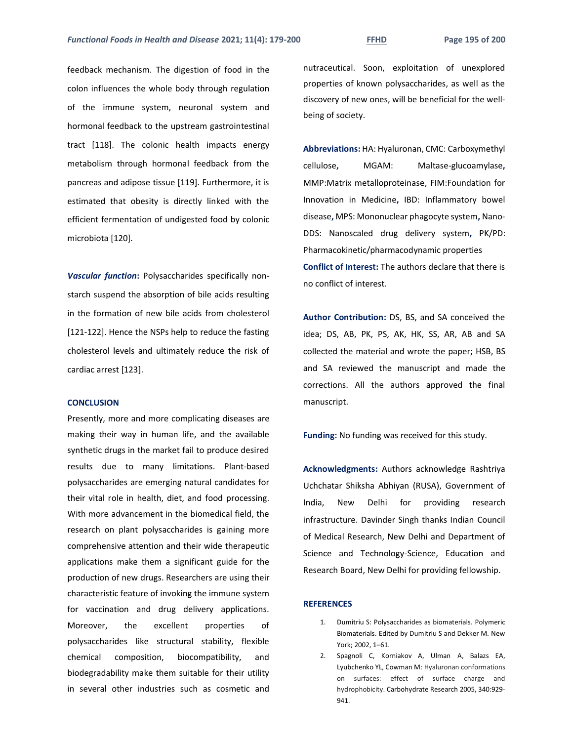feedback mechanism. The digestion of food in the colon influences the whole body through regulation of the immune system, neuronal system and hormonal feedback to the upstream gastrointestinal tract [118]. The colonic health impacts energy metabolism through hormonal feedback from the pancreas and adipose tissue [119]. Furthermore, it is estimated that obesity is directly linked with the efficient fermentation of undigested food by colonic microbiota [120].

***Vascular function*:** Polysaccharides specifically non-starch suspend the absorption of bile acids resulting in the formation of new bile acids from cholesterol [121-122]. Hence the NSPs help to reduce the fasting cholesterol levels and ultimately reduce the risk of cardiac arrest [123].

## CONCLUSION

Presently, more and more complicating diseases are making their way in human life, and the available synthetic drugs in the market fail to produce desired results due to many limitations. Plant-based polysaccharides are emerging natural candidates for their vital role in health, diet, and food processing. With more advancement in the biomedical field, the research on plant polysaccharides is gaining more comprehensive attention and their wide therapeutic applications make them a significant guide for the production of new drugs. Researchers are using their characteristic feature of invoking the immune system for vaccination and drug delivery applications. Moreover, the excellent properties of polysaccharides like structural stability, flexible chemical composition, biocompatibility, and biodegradability make them suitable for their utility in several other industries such as cosmetic and nutraceutical. Soon, exploitation of unexplored properties of known polysaccharides, as well as the discovery of new ones, will be beneficial for the well-being of society.

**Abbreviations:** HA: Hyaluronan, CMC: Carboxymethyl cellulose, MGAM: Maltase-glucoamylase, MMP:Matrix metalloproteinase, FIM:Foundation for Innovation in Medicine, IBD: Inflammatory bowel disease, MPS: Mononuclear phagocyte system, Nano-DDS: Nanoscaled drug delivery system, PK/PD: Pharmacokinetic/pharmacodynamic properties

**Conflict of Interest:** The authors declare that there is no conflict of interest.

**Author Contribution:** DS, BS, and SA conceived the idea; DS, AB, PK, PS, AK, HK, SS, AR, AB and SA collected the material and wrote the paper; HSB, BS and SA reviewed the manuscript and made the corrections. All the authors approved the final manuscript.

**Funding:** No funding was received for this study.

**Acknowledgments:** Authors acknowledge Rashtriya Uchchatar Shiksha Abhiyan (RUSA), Government of India, New Delhi for providing research infrastructure. Davinder Singh thanks Indian Council of Medical Research, New Delhi and Department of Science and Technology-Science, Education and Research Board, New Delhi for providing fellowship.

## REFERENCES

1. Dumitriu S: Polysaccharides as biomaterials. Polymeric Biomaterials. Edited by Dumitriu S and Dekker M. New York; 2002, 1–61.
2. Spagnoli C, Korniakov A, Ulman A, Balazs EA, Lyubchenko YL, Cowman M: Hyaluronan conformations on surfaces: effect of surface charge and hydrophobicity. Carbohydrate Research 2005, 340:929-941.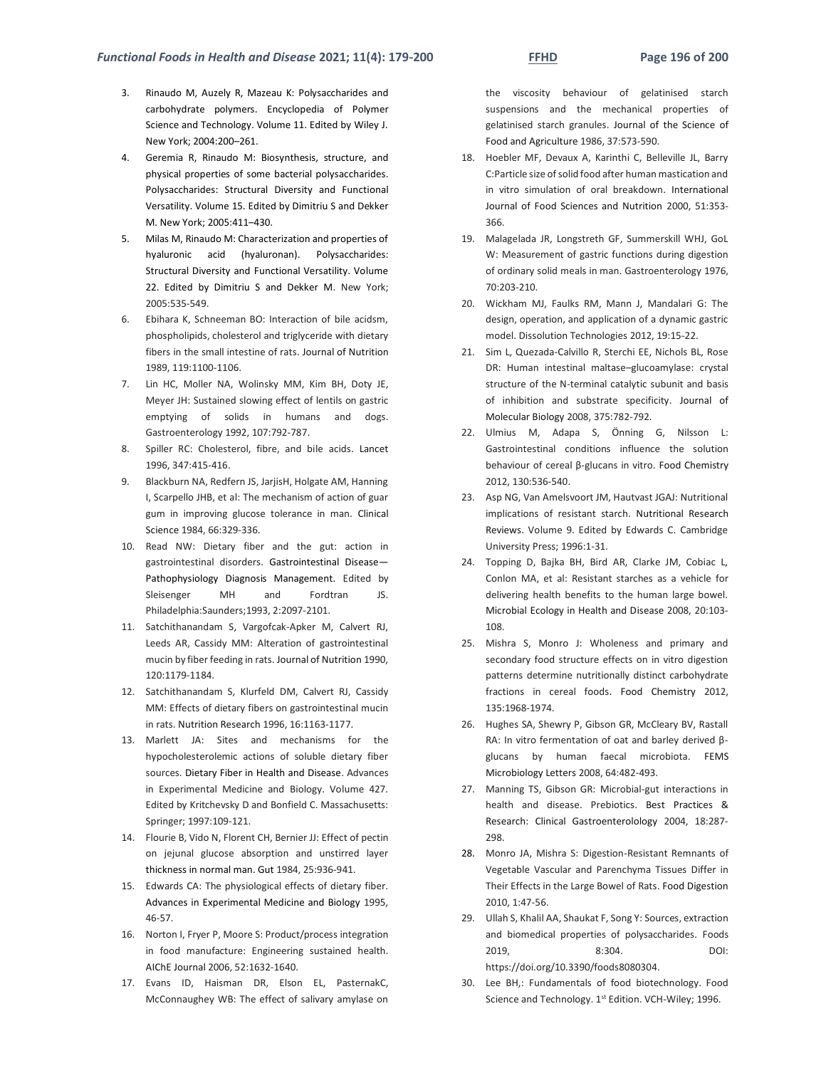3. Rinaudo M, Auzely R, Mazeau K: Polysaccharides and carbohydrate polymers. Encyclopedia of Polymer Science and Technology. Volume 11. Edited by Wiley J. New York; 2004:200–261.
4. Geremia R, Rinaudo M: Biosynthesis, structure, and physical properties of some bacterial polysaccharides. Polysaccharides: Structural Diversity and Functional Versatility. Volume 15. Edited by Dimitriu S and Dekker M. New York; 2005:411–430.
5. Milas M, Rinaudo M: Characterization and properties of hyaluronic acid (hyaluronan). Polysaccharides: Structural Diversity and Functional Versatility. Volume 22. Edited by Dimitriu S and Dekker M. New York; 2005:535-549.
6. Ebihara K, Schneeman BO: Interaction of bile acidsm, phospholipids, cholesterol and triglyceride with dietary fibers in the small intestine of rats. Journal of Nutrition 1989, 119:1100-1106.
7. Lin HC, Moller NA, Wolinsky MM, Kim BH, Doty JE, Meyer JH: Sustained slowing effect of lentils on gastric emptying of solids in humans and dogs. Gastroenterology 1992, 107:792-787.
8. Spiller RC: Cholesterol, fibre, and bile acids. Lancet 1996, 347:415-416.
9. Blackburn NA, Redfern JS, JarjisH, Holgate AM, Hanning I, Scarpello JHB, et al: The mechanism of action of guar gum in improving glucose tolerance in man. Clinical Science 1984, 66:329-336.
10. Read NW: Dietary fiber and the gut: action in gastrointestinal disorders. Gastrointestinal Disease—Pathophysiology Diagnosis Management. Edited by Sleisenger MH and Fordtran JS. Philadelphia:Saunders;1993, 2:2097-2101.
11. Satchithanandam S, Vargofcak-Apker M, Calvert RJ, Leeds AR, Cassidy MM: Alteration of gastrointestinal mucin by fiber feeding in rats. Journal of Nutrition 1990, 120:1179-1184.
12. Satchithanandam S, Klurfeld DM, Calvert RJ, Cassidy MM: Effects of dietary fibers on gastrointestinal mucin in rats. Nutrition Research 1996, 16:1163-1177.
13. Marlett JA: Sites and mechanisms for the hypocholesterolemic actions of soluble dietary fiber sources. Dietary Fiber in Health and Disease. Advances in Experimental Medicine and Biology. Volume 427. Edited by Kritchevsky D and Bonfield C. Massachusetts: Springer; 1997:109-121.
14. Flourie B, Vido N, Florent CH, Bernier JJ: Effect of pectin on jejunal glucose absorption and unstirred layer thickness in normal man. Gut 1984, 25:936-941.
15. Edwards CA: The physiological effects of dietary fiber. Advances in Experimental Medicine and Biology 1995, 46-57.
16. Norton I, Fryer P, Moore S: Product/process integration in food manufacture: Engineering sustained health. AIChE Journal 2006, 52:1632-1640.
17. Evans ID, Haisman DR, Elson EL, PasternakC, McConnaughey WB: The effect of salivary amylase on the viscosity behaviour of gelatinised starch suspensions and the mechanical properties of gelatinised starch granules. Journal of the Science of Food and Agriculture 1986, 37:573-590.
18. Hoebler MF, Devaux A, Karinthi C, Belleville JL, Barry C:Particle size of solid food after human mastication and in vitro simulation of oral breakdown. International Journal of Food Sciences and Nutrition 2000, 51:353-366.
19. Malagelada JR, Longstreth GF, Summerskill WHJ, GoL W: Measurement of gastric functions during digestion of ordinary solid meals in man. Gastroenterology 1976, 70:203-210.
20. Wickham MJ, Faulks RM, Mann J, Mandalari G: The design, operation, and application of a dynamic gastric model. Dissolution Technologies 2012, 19:15-22.
21. Sim L, Quezada-Calvillo R, Sterchi EE, Nichols BL, Rose DR: Human intestinal maltase–glucoamylase: crystal structure of the N-terminal catalytic subunit and basis of inhibition and substrate specificity. Journal of Molecular Biology 2008, 375:782-792.
22. Ulmius M, Adapa S, Önning G, Nilsson L: Gastrointestinal conditions influence the solution behaviour of cereal β-glucans in vitro. Food Chemistry 2012, 130:536-540.
23. Asp NG, Van Amelsvoort JM, Hautvast JGAJ: Nutritional implications of resistant starch. Nutritional Research Reviews. Volume 9. Edited by Edwards C. Cambridge University Press; 1996:1-31.
24. Topping D, Bajka BH, Bird AR, Clarke JM, Cobiac L, Conlon MA, et al: Resistant starches as a vehicle for delivering health benefits to the human large bowel. Microbial Ecology in Health and Disease 2008, 20:103-108.
25. Mishra S, Monro J: Wholeness and primary and secondary food structure effects on in vitro digestion patterns determine nutritionally distinct carbohydrate fractions in cereal foods. Food Chemistry 2012, 135:1968-1974.
26. Hughes SA, Shewry P, Gibson GR, McCleary BV, Rastall RA: In vitro fermentation of oat and barley derived β-glucans by human faecal microbiota. FEMS Microbiology Letters 2008, 64:482-493.
27. Manning TS, Gibson GR: Microbial-gut interactions in health and disease. Prebiotics. Best Practices & Research: Clinical Gastroenterolology 2004, 18:287-298.
28. Monro JA, Mishra S: Digestion-Resistant Remnants of Vegetable Vascular and Parenchyma Tissues Differ in Their Effects in the Large Bowel of Rats. Food Digestion 2010, 1:47-56.
29. Ullah S, Khalil AA, Shaukat F, Song Y: Sources, extraction and biomedical properties of polysaccharides. Foods 2019, 8:304. DOI: https://doi.org/10.3390/foods8080304.
30. Lee BH,: Fundamentals of food biotechnology. Food Science and Technology. 1st Edition. VCH-Wiley; 1996.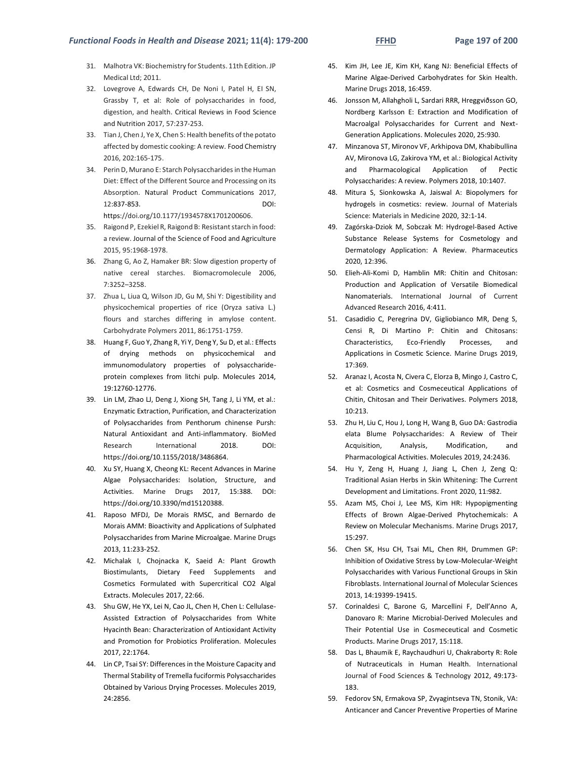31. Malhotra VK: Biochemistry for Students. 11th Edition. JP Medical Ltd; 2011.
32. Lovegrove A, Edwards CH, De Noni I, Patel H, El SN, Grassby T, et al: Role of polysaccharides in food, digestion, and health. Critical Reviews in Food Science and Nutrition 2017, 57:237-253.
33. Tian J, Chen J, Ye X, Chen S: Health benefits of the potato affected by domestic cooking: A review. Food Chemistry 2016, 202:165-175.
34. Perin D, Murano E: Starch Polysaccharides in the Human Diet: Effect of the Different Source and Processing on its Absorption. Natural Product Communications 2017, 12:837-853. DOI: https://doi.org/10.1177/1934578X1701200606.
35. Raigond P, Ezekiel R, Raigond B: Resistant starch in food: a review. Journal of the Science of Food and Agriculture 2015, 95:1968-1978.
36. Zhang G, Ao Z, Hamaker BR: Slow digestion property of native cereal starches. Biomacromolecule 2006, 7:3252–3258.
37. Zhua L, Liua Q, Wilson JD, Gu M, Shi Y: Digestibility and physicochemical properties of rice (Oryza sativa L.) flours and starches differing in amylose content. Carbohydrate Polymers 2011, 86:1751-1759.
38. Huang F, Guo Y, Zhang R, Yi Y, Deng Y, Su D, et al.: Effects of drying methods on physicochemical and immunomodulatory properties of polysaccharide-protein complexes from litchi pulp. Molecules 2014, 19:12760-12776.
39. Lin LM, Zhao LJ, Deng J, Xiong SH, Tang J, Li YM, et al.: Enzymatic Extraction, Purification, and Characterization of Polysaccharides from Penthorum chinense Pursh: Natural Antioxidant and Anti-inflammatory. BioMed Research International 2018. DOI: https://doi.org/10.1155/2018/3486864.
40. Xu SY, Huang X, Cheong KL: Recent Advances in Marine Algae Polysaccharides: Isolation, Structure, and Activities. Marine Drugs 2017, 15:388. DOI: https://doi.org/10.3390/md15120388.
41. Raposo MFDJ, De Morais RMSC, and Bernardo de Morais AMM: Bioactivity and Applications of Sulphated Polysaccharides from Marine Microalgae. Marine Drugs 2013, 11:233-252.
42. Michalak I, Chojnacka K, Saeid A: Plant Growth Biostimulants, Dietary Feed Supplements and Cosmetics Formulated with Supercritical CO2 Algal Extracts. Molecules 2017, 22:66.
43. Shu GW, He YX, Lei N, Cao JL, Chen H, Chen L: Cellulase-Assisted Extraction of Polysaccharides from White Hyacinth Bean: Characterization of Antioxidant Activity and Promotion for Probiotics Proliferation. Molecules 2017, 22:1764.
44. Lin CP, Tsai SY: Differences in the Moisture Capacity and Thermal Stability of Tremella fuciformis Polysaccharides Obtained by Various Drying Processes. Molecules 2019, 24:2856.
45. Kim JH, Lee JE, Kim KH, Kang NJ: Beneficial Effects of Marine Algae-Derived Carbohydrates for Skin Health. Marine Drugs 2018, 16:459.
46. Jonsson M, Allahgholi L, Sardari RRR, Hreggviðsson GO, Nordberg Karlsson E: Extraction and Modification of Macroalgal Polysaccharides for Current and Next-Generation Applications. Molecules 2020, 25:930.
47. Minzanova ST, Mironov VF, Arkhipova DM, Khabibullina AV, Mironova LG, Zakirova YM, et al.: Biological Activity and Pharmacological Application of Pectic Polysaccharides: A review. Polymers 2018, 10:1407.
48. Mitura S, Sionkowska A, Jaiswal A: Biopolymers for hydrogels in cosmetics: review. Journal of Materials Science: Materials in Medicine 2020, 32:1-14.
49. Zagórska-Dziok M, Sobczak M: Hydrogel-Based Active Substance Release Systems for Cosmetology and Dermatology Application: A Review. Pharmaceutics 2020, 12:396.
50. Elieh-Ali-Komi D, Hamblin MR: Chitin and Chitosan: Production and Application of Versatile Biomedical Nanomaterials. International Journal of Current Advanced Research 2016, 4:411.
51. Casadidio C, Peregrina DV, Gigliobianco MR, Deng S, Censi R, Di Martino P: Chitin and Chitosans: Characteristics, Eco-Friendly Processes, and Applications in Cosmetic Science. Marine Drugs 2019, 17:369.
52. Aranaz I, Acosta N, Civera C, Elorza B, Mingo J, Castro C, et al: Cosmetics and Cosmeceutical Applications of Chitin, Chitosan and Their Derivatives. Polymers 2018, 10:213.
53. Zhu H, Liu C, Hou J, Long H, Wang B, Guo DA: Gastrodia elata Blume Polysaccharides: A Review of Their Acquisition, Analysis, Modification, and Pharmacological Activities. Molecules 2019, 24:2436.
54. Hu Y, Zeng H, Huang J, Jiang L, Chen J, Zeng Q: Traditional Asian Herbs in Skin Whitening: The Current Development and Limitations. Front 2020, 11:982.
55. Azam MS, Choi J, Lee MS, Kim HR: Hypopigmenting Effects of Brown Algae-Derived Phytochemicals: A Review on Molecular Mechanisms. Marine Drugs 2017, 15:297.
56. Chen SK, Hsu CH, Tsai ML, Chen RH, Drummen GP: Inhibition of Oxidative Stress by Low-Molecular-Weight Polysaccharides with Various Functional Groups in Skin Fibroblasts. International Journal of Molecular Sciences 2013, 14:19399-19415.
57. Corinaldesi C, Barone G, Marcellini F, Dell'Anno A, Danovaro R: Marine Microbial-Derived Molecules and Their Potential Use in Cosmeceutical and Cosmetic Products. Marine Drugs 2017, 15:118.
58. Das L, Bhaumik E, Raychaudhuri U, Chakraborty R: Role of Nutraceuticals in Human Health. International Journal of Food Sciences & Technology 2012, 49:173-183.
59. Fedorov SN, Ermakova SP, Zvyagintseva TN, Stonik, VA: Anticancer and Cancer Preventive Properties of Marine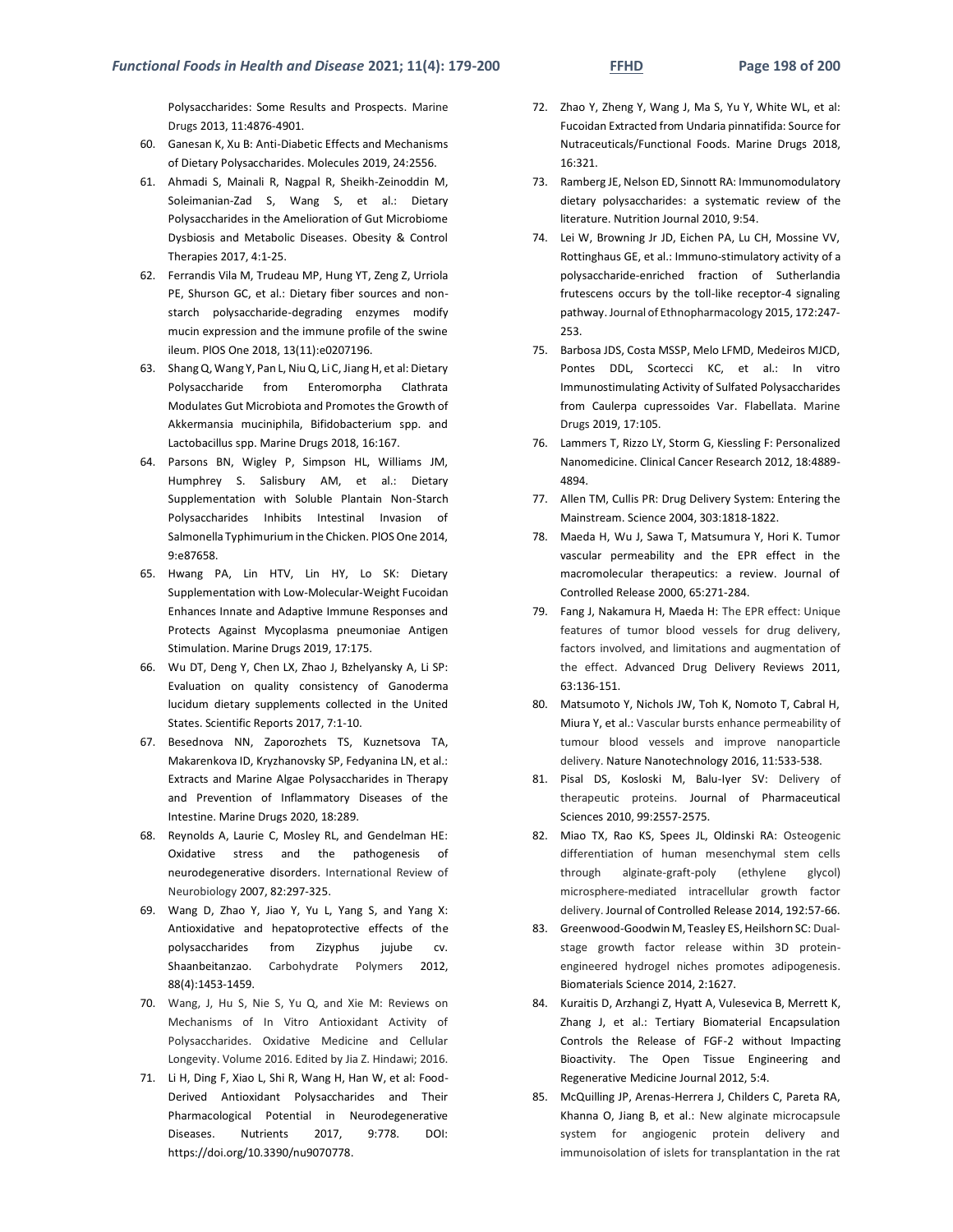Polysaccharides: Some Results and Prospects. Marine Drugs 2013, 11:4876-4901.

60. Ganesan K, Xu B: Anti-Diabetic Effects and Mechanisms of Dietary Polysaccharides. Molecules 2019, 24:2556.
61. Ahmadi S, Mainali R, Nagpal R, Sheikh-Zeinoddin M, Soleimanian-Zad S, Wang S, et al.: Dietary Polysaccharides in the Amelioration of Gut Microbiome Dysbiosis and Metabolic Diseases. Obesity & Control Therapies 2017, 4:1-25.
62. Ferrandis Vila M, Trudeau MP, Hung YT, Zeng Z, Urriola PE, Shurson GC, et al.: Dietary fiber sources and non-starch polysaccharide-degrading enzymes modify mucin expression and the immune profile of the swine ileum. PlOS One 2018, 13(11):e0207196.
63. Shang Q, Wang Y, Pan L, Niu Q, Li C, Jiang H, et al: Dietary Polysaccharide from Enteromorpha Clathrata Modulates Gut Microbiota and Promotes the Growth of Akkermansia muciniphila, Bifidobacterium spp. and Lactobacillus spp. Marine Drugs 2018, 16:167.
64. Parsons BN, Wigley P, Simpson HL, Williams JM, Humphrey S. Salisbury AM, et al.: Dietary Supplementation with Soluble Plantain Non-Starch Polysaccharides Inhibits Intestinal Invasion of Salmonella Typhimurium in the Chicken. PlOS One 2014, 9:e87658.
65. Hwang PA, Lin HTV, Lin HY, Lo SK: Dietary Supplementation with Low-Molecular-Weight Fucoidan Enhances Innate and Adaptive Immune Responses and Protects Against Mycoplasma pneumoniae Antigen Stimulation. Marine Drugs 2019, 17:175.
66. Wu DT, Deng Y, Chen LX, Zhao J, Bzhelyansky A, Li SP: Evaluation on quality consistency of Ganoderma lucidum dietary supplements collected in the United States. Scientific Reports 2017, 7:1-10.
67. Besednova NN, Zaporozhets TS, Kuznetsova TA, Makarenkova ID, Kryzhanovsky SP, Fedyanina LN, et al.: Extracts and Marine Algae Polysaccharides in Therapy and Prevention of Inflammatory Diseases of the Intestine. Marine Drugs 2020, 18:289.
68. Reynolds A, Laurie C, Mosley RL, and Gendelman HE: Oxidative stress and the pathogenesis of neurodegenerative disorders. International Review of Neurobiology 2007, 82:297-325.
69. Wang D, Zhao Y, Jiao Y, Yu L, Yang S, and Yang X: Antioxidative and hepatoprotective effects of the polysaccharides from Zizyphus jujube cv. Shaanbeitanzao. Carbohydrate Polymers 2012, 88(4):1453-1459.
70. Wang, J, Hu S, Nie S, Yu Q, and Xie M: Reviews on Mechanisms of In Vitro Antioxidant Activity of Polysaccharides. Oxidative Medicine and Cellular Longevity. Volume 2016. Edited by Jia Z. Hindawi; 2016.
71. Li H, Ding F, Xiao L, Shi R, Wang H, Han W, et al: Food-Derived Antioxidant Polysaccharides and Their Pharmacological Potential in Neurodegenerative Diseases. Nutrients 2017, 9:778. DOI: https://doi.org/10.3390/nu9070778.
72. Zhao Y, Zheng Y, Wang J, Ma S, Yu Y, White WL, et al: Fucoidan Extracted from Undaria pinnatifida: Source for Nutraceuticals/Functional Foods. Marine Drugs 2018, 16:321.
73. Ramberg JE, Nelson ED, Sinnott RA: Immunomodulatory dietary polysaccharides: a systematic review of the literature. Nutrition Journal 2010, 9:54.
74. Lei W, Browning Jr JD, Eichen PA, Lu CH, Mossine VV, Rottinghaus GE, et al.: Immuno-stimulatory activity of a polysaccharide-enriched fraction of Sutherlandia frutescens occurs by the toll-like receptor-4 signaling pathway. Journal of Ethnopharmacology 2015, 172:247-253.
75. Barbosa JDS, Costa MSSP, Melo LFMD, Medeiros MJCD, Pontes DDL, Scortecci KC, et al.: In vitro Immunostimulating Activity of Sulfated Polysaccharides from Caulerpa cupressoides Var. Flabellata. Marine Drugs 2019, 17:105.
76. Lammers T, Rizzo LY, Storm G, Kiessling F: Personalized Nanomedicine. Clinical Cancer Research 2012, 18:4889-4894.
77. Allen TM, Cullis PR: Drug Delivery System: Entering the Mainstream. Science 2004, 303:1818-1822.
78. Maeda H, Wu J, Sawa T, Matsumura Y, Hori K. Tumor vascular permeability and the EPR effect in the macromolecular therapeutics: a review. Journal of Controlled Release 2000, 65:271-284.
79. Fang J, Nakamura H, Maeda H: The EPR effect: Unique features of tumor blood vessels for drug delivery, factors involved, and limitations and augmentation of the effect. Advanced Drug Delivery Reviews 2011, 63:136-151.
80. Matsumoto Y, Nichols JW, Toh K, Nomoto T, Cabral H, Miura Y, et al.: Vascular bursts enhance permeability of tumour blood vessels and improve nanoparticle delivery. Nature Nanotechnology 2016, 11:533-538.
81. Pisal DS, Kosloski M, Balu-Iyer SV: Delivery of therapeutic proteins. Journal of Pharmaceutical Sciences 2010, 99:2557-2575.
82. Miao TX, Rao KS, Spees JL, Oldinski RA: Osteogenic differentiation of human mesenchymal stem cells through alginate-graft-poly (ethylene glycol) microsphere-mediated intracellular growth factor delivery. Journal of Controlled Release 2014, 192:57-66.
83. Greenwood-Goodwin M, Teasley ES, Heilshorn SC: Dual-stage growth factor release within 3D protein-engineered hydrogel niches promotes adipogenesis. Biomaterials Science 2014, 2:1627.
84. Kuraitis D, Arzhangi Z, Hyatt A, Vulesevica B, Merrett K, Zhang J, et al.: Tertiary Biomaterial Encapsulation Controls the Release of FGF-2 without Impacting Bioactivity. The Open Tissue Engineering and Regenerative Medicine Journal 2012, 5:4.
85. McQuilling JP, Arenas-Herrera J, Childers C, Pareta RA, Khanna O, Jiang B, et al.: New alginate microcapsule system for angiogenic protein delivery and immunoisolation of islets for transplantation in the rat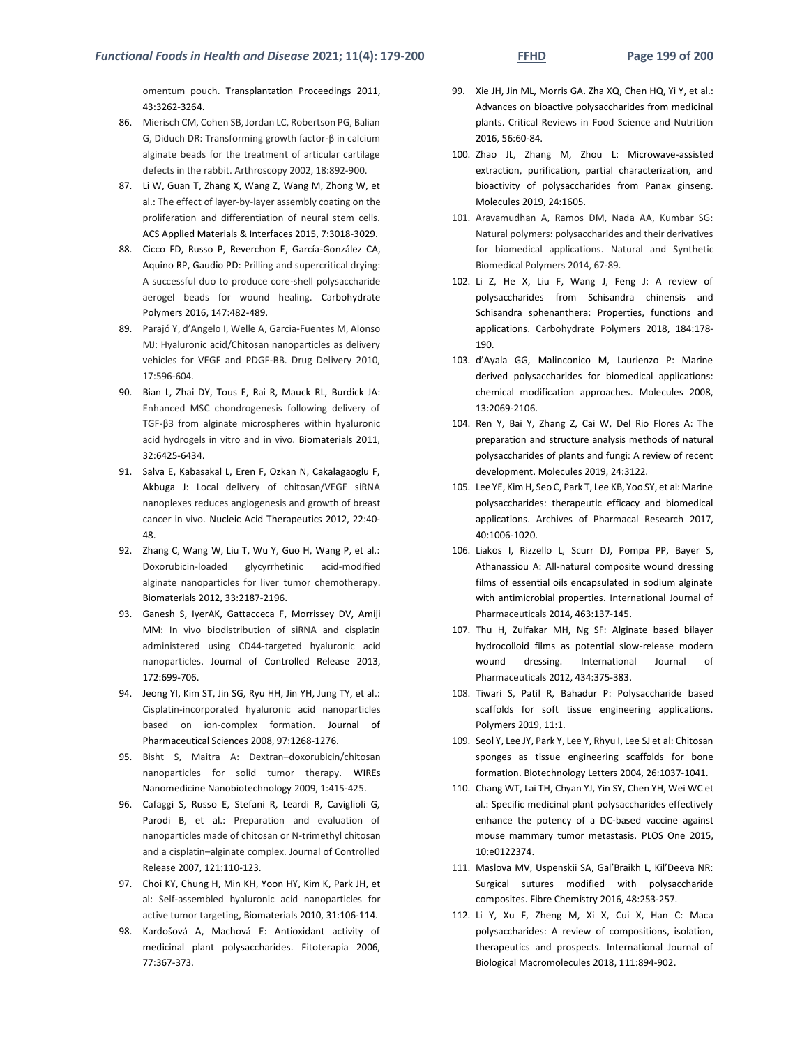omentum pouch. Transplantation Proceedings 2011, 43:3262-3264.

86. Mierisch CM, Cohen SB, Jordan LC, Robertson PG, Balian G, Diduch DR: Transforming growth factor-β in calcium alginate beads for the treatment of articular cartilage defects in the rabbit. Arthroscopy 2002, 18:892-900.
87. Li W, Guan T, Zhang X, Wang Z, Wang M, Zhong W, et al.: The effect of layer-by-layer assembly coating on the proliferation and differentiation of neural stem cells. ACS Applied Materials & Interfaces 2015, 7:3018-3029.
88. Cicco FD, Russo P, Reverchon E, García-González CA, Aquino RP, Gaudio PD: Prilling and supercritical drying: A successful duo to produce core-shell polysaccharide aerogel beads for wound healing. Carbohydrate Polymers 2016, 147:482-489.
89. Parajó Y, d'Angelo I, Welle A, Garcia-Fuentes M, Alonso MJ: Hyaluronic acid/Chitosan nanoparticles as delivery vehicles for VEGF and PDGF-BB. Drug Delivery 2010, 17:596-604.
90. Bian L, Zhai DY, Tous E, Rai R, Mauck RL, Burdick JA: Enhanced MSC chondrogenesis following delivery of TGF-β3 from alginate microspheres within hyaluronic acid hydrogels in vitro and in vivo. Biomaterials 2011, 32:6425-6434.
91. Salva E, Kabasakal L, Eren F, Ozkan N, Cakalagaoglu F, Akbuga J: Local delivery of chitosan/VEGF siRNA nanoplexes reduces angiogenesis and growth of breast cancer in vivo. Nucleic Acid Therapeutics 2012, 22:40-48.
92. Zhang C, Wang W, Liu T, Wu Y, Guo H, Wang P, et al.: Doxorubicin-loaded glycyrrhetinic acid-modified alginate nanoparticles for liver tumor chemotherapy. Biomaterials 2012, 33:2187-2196.
93. Ganesh S, IyerAK, Gattacceca F, Morrissey DV, Amiji MM: In vivo biodistribution of siRNA and cisplatin administered using CD44-targeted hyaluronic acid nanoparticles. Journal of Controlled Release 2013, 172:699-706.
94. Jeong YI, Kim ST, Jin SG, Ryu HH, Jin YH, Jung TY, et al.: Cisplatin-incorporated hyaluronic acid nanoparticles based on ion-complex formation. Journal of Pharmaceutical Sciences 2008, 97:1268-1276.
95. Bisht S, Maitra A: Dextran–doxorubicin/chitosan nanoparticles for solid tumor therapy. WIREs Nanomedicine Nanobiotechnology 2009, 1:415-425.
96. Cafaggi S, Russo E, Stefani R, Leardi R, Caviglioli G, Parodi B, et al.: Preparation and evaluation of nanoparticles made of chitosan or N-trimethyl chitosan and a cisplatin–alginate complex. Journal of Controlled Release 2007, 121:110-123.
97. Choi KY, Chung H, Min KH, Yoon HY, Kim K, Park JH, et al: Self-assembled hyaluronic acid nanoparticles for active tumor targeting, Biomaterials 2010, 31:106-114.
98. Kardošová A, Machová E: Antioxidant activity of medicinal plant polysaccharides. Fitoterapia 2006, 77:367-373.
99. Xie JH, Jin ML, Morris GA. Zha XQ, Chen HQ, Yi Y, et al.: Advances on bioactive polysaccharides from medicinal plants. Critical Reviews in Food Science and Nutrition 2016, 56:60-84.
100. Zhao JL, Zhang M, Zhou L: Microwave-assisted extraction, purification, partial characterization, and bioactivity of polysaccharides from Panax ginseng. Molecules 2019, 24:1605.
101. Aravamudhan A, Ramos DM, Nada AA, Kumbar SG: Natural polymers: polysaccharides and their derivatives for biomedical applications. Natural and Synthetic Biomedical Polymers 2014, 67-89.
102. Li Z, He X, Liu F, Wang J, Feng J: A review of polysaccharides from Schisandra chinensis and Schisandra sphenanthera: Properties, functions and applications. Carbohydrate Polymers 2018, 184:178-190.
103. d'Ayala GG, Malinconico M, Laurienzo P: Marine derived polysaccharides for biomedical applications: chemical modification approaches. Molecules 2008, 13:2069-2106.
104. Ren Y, Bai Y, Zhang Z, Cai W, Del Rio Flores A: The preparation and structure analysis methods of natural polysaccharides of plants and fungi: A review of recent development. Molecules 2019, 24:3122.
105. Lee YE, Kim H, Seo C, Park T, Lee KB, Yoo SY, et al: Marine polysaccharides: therapeutic efficacy and biomedical applications. Archives of Pharmacal Research 2017, 40:1006-1020.
106. Liakos I, Rizzello L, Scurr DJ, Pompa PP, Bayer S, Athanassiou A: All-natural composite wound dressing films of essential oils encapsulated in sodium alginate with antimicrobial properties. International Journal of Pharmaceuticals 2014, 463:137-145.
107. Thu H, Zulfakar MH, Ng SF: Alginate based bilayer hydrocolloid films as potential slow-release modern wound dressing. International Journal of Pharmaceuticals 2012, 434:375-383.
108. Tiwari S, Patil R, Bahadur P: Polysaccharide based scaffolds for soft tissue engineering applications. Polymers 2019, 11:1.
109. Seol Y, Lee JY, Park Y, Lee Y, Rhyu I, Lee SJ et al: Chitosan sponges as tissue engineering scaffolds for bone formation. Biotechnology Letters 2004, 26:1037-1041.
110. Chang WT, Lai TH, Chyan YJ, Yin SY, Chen YH, Wei WC et al.: Specific medicinal plant polysaccharides effectively enhance the potency of a DC-based vaccine against mouse mammary tumor metastasis. PLOS One 2015, 10:e0122374.
111. Maslova MV, Uspenskii SA, Gal'Braikh L, Kil'Deeva NR: Surgical sutures modified with polysaccharide composites. Fibre Chemistry 2016, 48:253-257.
112. Li Y, Xu F, Zheng M, Xi X, Cui X, Han C: Maca polysaccharides: A review of compositions, isolation, therapeutics and prospects. International Journal of Biological Macromolecules 2018, 111:894-902.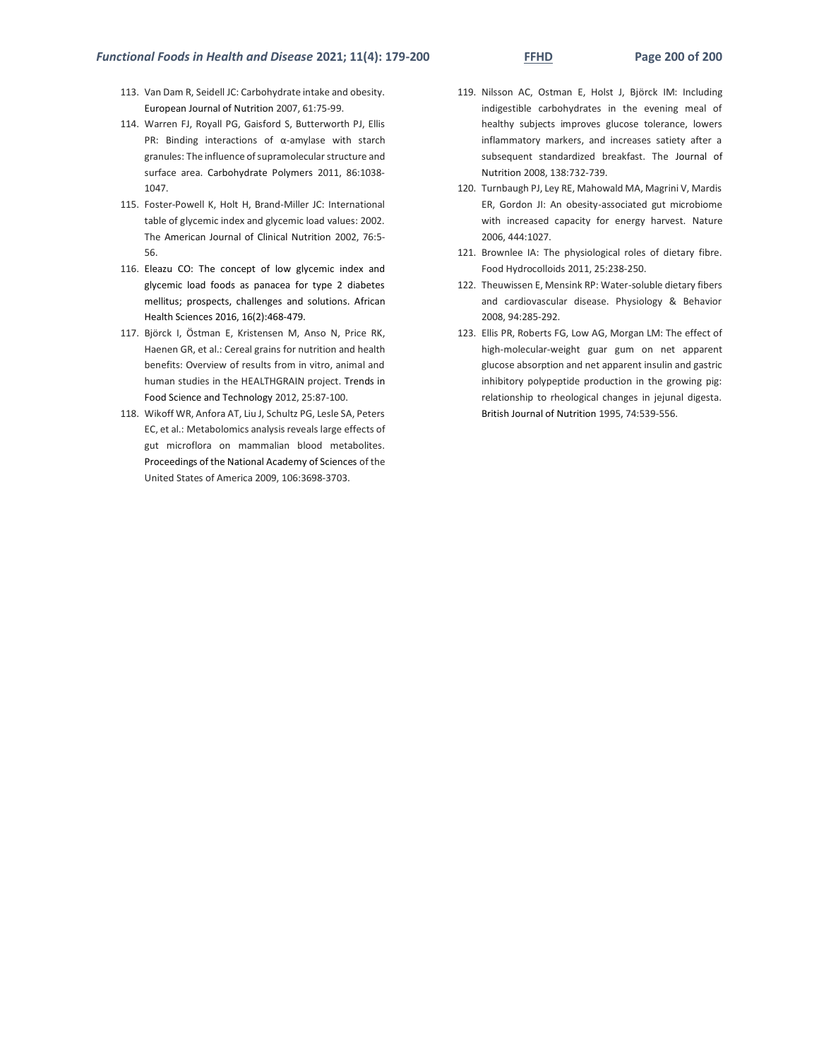113. Van Dam R, Seidell JC: Carbohydrate intake and obesity. European Journal of Nutrition 2007, 61:75-99.
114. Warren FJ, Royall PG, Gaisford S, Butterworth PJ, Ellis PR: Binding interactions of α-amylase with starch granules: The influence of supramolecular structure and surface area. Carbohydrate Polymers 2011, 86:1038-1047.
115. Foster-Powell K, Holt H, Brand-Miller JC: International table of glycemic index and glycemic load values: 2002. The American Journal of Clinical Nutrition 2002, 76:5-56.
116. Eleazu CO: The concept of low glycemic index and glycemic load foods as panacea for type 2 diabetes mellitus; prospects, challenges and solutions. African Health Sciences 2016, 16(2):468-479.
117. Björck I, Östman E, Kristensen M, Anso N, Price RK, Haenen GR, et al.: Cereal grains for nutrition and health benefits: Overview of results from in vitro, animal and human studies in the HEALTHGRAIN project. Trends in Food Science and Technology 2012, 25:87-100.
118. Wikoff WR, Anfora AT, Liu J, Schultz PG, Lesle SA, Peters EC, et al.: Metabolomics analysis reveals large effects of gut microflora on mammalian blood metabolites. Proceedings of the National Academy of Sciences of the United States of America 2009, 106:3698-3703.
119. Nilsson AC, Ostman E, Holst J, Björck IM: Including indigestible carbohydrates in the evening meal of healthy subjects improves glucose tolerance, lowers inflammatory markers, and increases satiety after a subsequent standardized breakfast. The Journal of Nutrition 2008, 138:732-739.
120. Turnbaugh PJ, Ley RE, Mahowald MA, Magrini V, Mardis ER, Gordon JI: An obesity-associated gut microbiome with increased capacity for energy harvest. Nature 2006, 444:1027.
121. Brownlee IA: The physiological roles of dietary fibre. Food Hydrocolloids 2011, 25:238-250.
122. Theuwissen E, Mensink RP: Water-soluble dietary fibers and cardiovascular disease. Physiology & Behavior 2008, 94:285-292.
123. Ellis PR, Roberts FG, Low AG, Morgan LM: The effect of high-molecular-weight guar gum on net apparent glucose absorption and net apparent insulin and gastric inhibitory polypeptide production in the growing pig: relationship to rheological changes in jejunal digesta. British Journal of Nutrition 1995, 74:539-556.